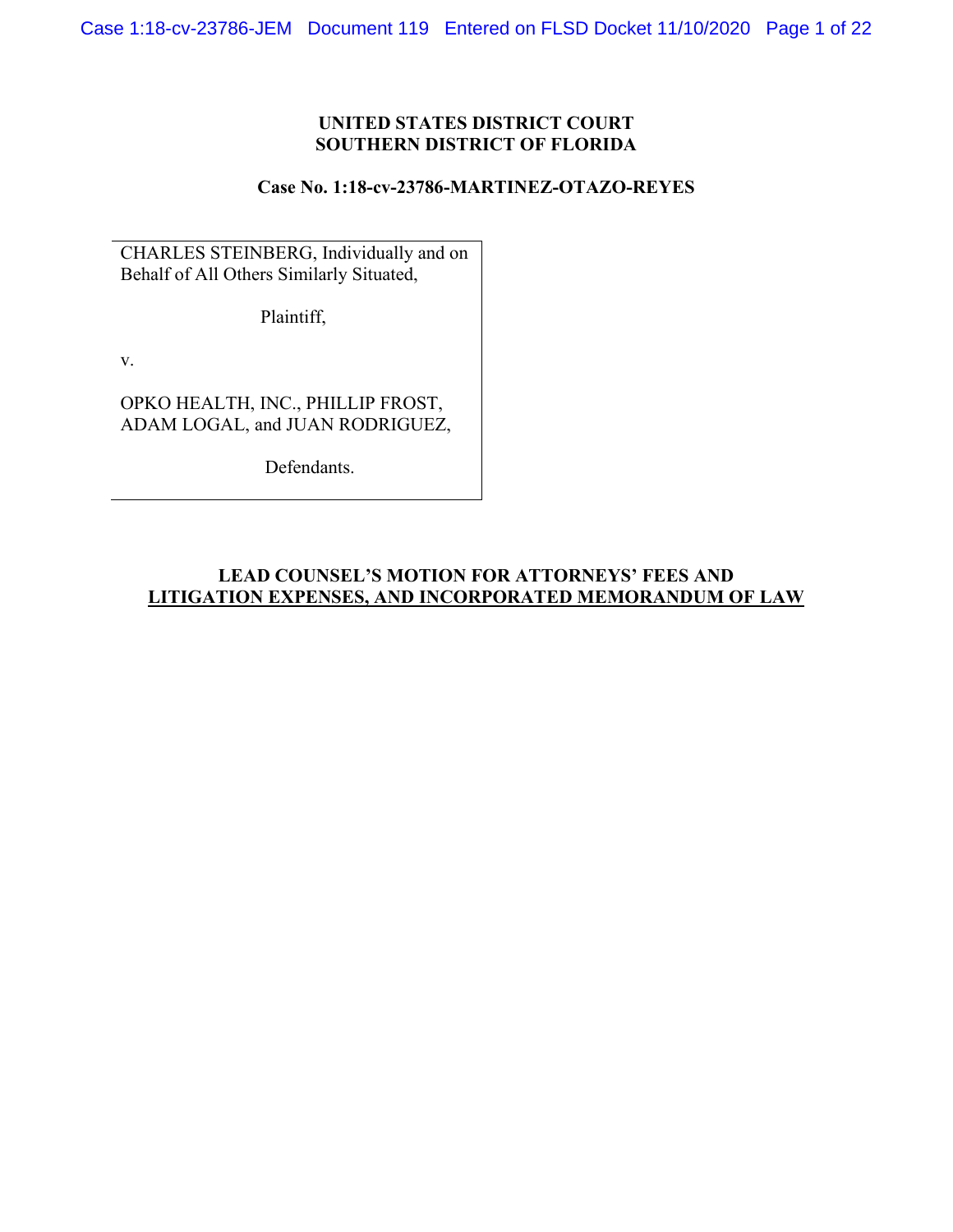**UNITED STATES DISTRICT COURT**
**SOUTHERN DISTRICT OF FLORIDA**

**Case No. 1:18-cv-23786-MARTINEZ-OTAZO-REYES**

CHARLES STEINBERG, Individually and on Behalf of All Others Similarly Situated,

Plaintiff,

v.

OPKO HEALTH, INC., PHILLIP FROST, ADAM LOGAL, and JUAN RODRIGUEZ,

Defendants.

**LEAD COUNSEL'S MOTION FOR ATTORNEYS' FEES AND LITIGATION EXPENSES, AND INCORPORATED MEMORANDUM OF LAW**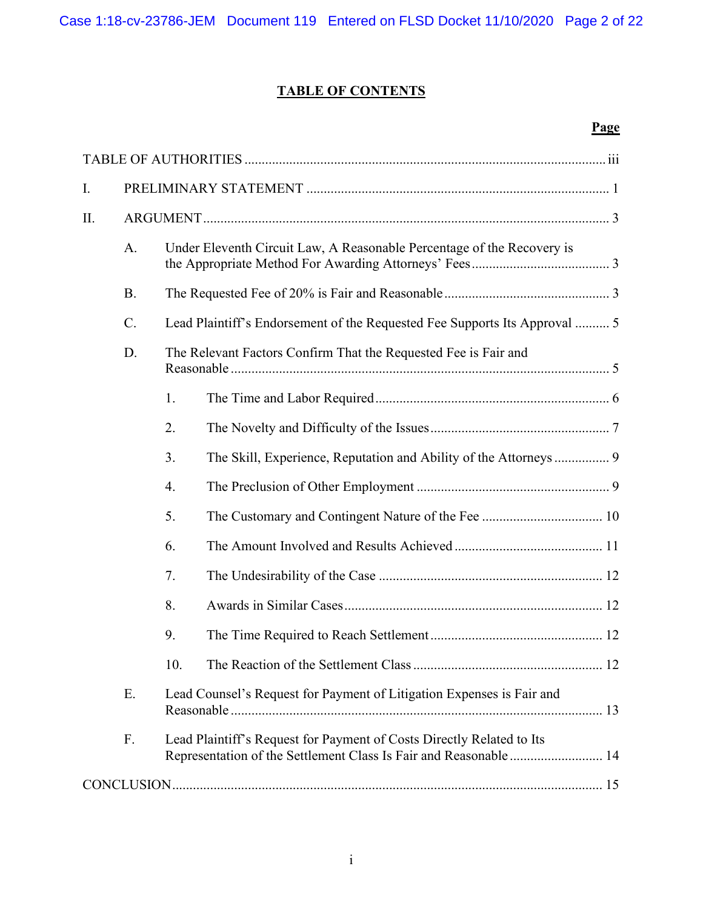# TABLE OF CONTENTS

| | | | Page |
|---|---|---|---|
| TABLE OF AUTHORITIES | | | iii |
| I. | PRELIMINARY STATEMENT | | 1 |
| II. | ARGUMENT | | 3 |
| | A. | Under Eleventh Circuit Law, A Reasonable Percentage of the Recovery is the Appropriate Method For Awarding Attorneys' Fees | 3 |
| | B. | The Requested Fee of 20% is Fair and Reasonable | 3 |
| | C. | Lead Plaintiff's Endorsement of the Requested Fee Supports Its Approval | 5 |
| | D. | The Relevant Factors Confirm That the Requested Fee is Fair and Reasonable | 5 |
| | | 1. The Time and Labor Required | 6 |
| | | 2. The Novelty and Difficulty of the Issues | 7 |
| | | 3. The Skill, Experience, Reputation and Ability of the Attorneys | 9 |
| | | 4. The Preclusion of Other Employment | 9 |
| | | 5. The Customary and Contingent Nature of the Fee | 10 |
| | | 6. The Amount Involved and Results Achieved | 11 |
| | | 7. The Undesirability of the Case | 12 |
| | | 8. Awards in Similar Cases | 12 |
| | | 9. The Time Required to Reach Settlement | 12 |
| | | 10. The Reaction of the Settlement Class | 12 |
| | E. | Lead Counsel's Request for Payment of Litigation Expenses is Fair and Reasonable | 13 |
| | F. | Lead Plaintiff's Request for Payment of Costs Directly Related to Its Representation of the Settlement Class Is Fair and Reasonable | 14 |
| CONCLUSION | | | 15 |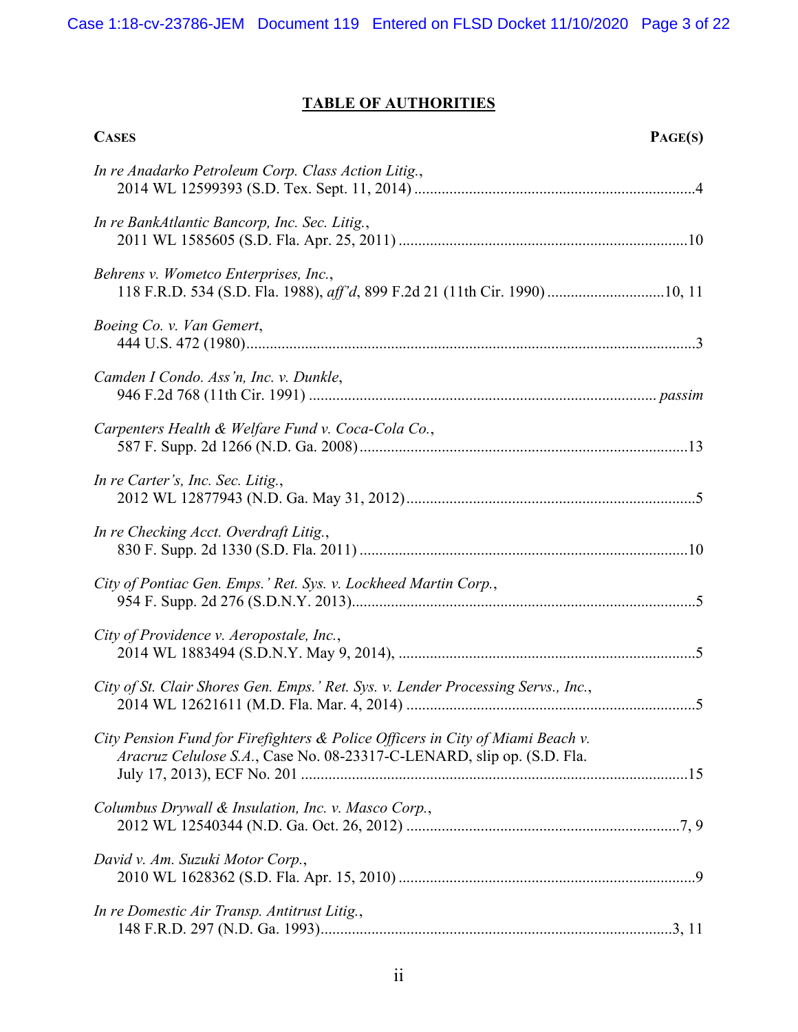## TABLE OF AUTHORITIES

| CASES | PAGE(S) |
|---|---|
| *In re Anadarko Petroleum Corp. Class Action Litig.*, 2014 WL 12599393 (S.D. Tex. Sept. 11, 2014) | 4 |
| *In re BankAtlantic Bancorp, Inc. Sec. Litig.*, 2011 WL 1585605 (S.D. Fla. Apr. 25, 2011) | 10 |
| *Behrens v. Wometco Enterprises, Inc.*, 118 F.R.D. 534 (S.D. Fla. 1988), *aff'd*, 899 F.2d 21 (11th Cir. 1990) | 10, 11 |
| *Boeing Co. v. Van Gemert*, 444 U.S. 472 (1980) | 3 |
| *Camden I Condo. Ass'n, Inc. v. Dunkle*, 946 F.2d 768 (11th Cir. 1991) | *passim* |
| *Carpenters Health & Welfare Fund v. Coca-Cola Co.*, 587 F. Supp. 2d 1266 (N.D. Ga. 2008) | 13 |
| *In re Carter's, Inc. Sec. Litig.*, 2012 WL 12877943 (N.D. Ga. May 31, 2012) | 5 |
| *In re Checking Acct. Overdraft Litig.*, 830 F. Supp. 2d 1330 (S.D. Fla. 2011) | 10 |
| *City of Pontiac Gen. Emps.' Ret. Sys. v. Lockheed Martin Corp.*, 954 F. Supp. 2d 276 (S.D.N.Y. 2013) | 5 |
| *City of Providence v. Aeropostale, Inc.*, 2014 WL 1883494 (S.D.N.Y. May 9, 2014), | 5 |
| *City of St. Clair Shores Gen. Emps.' Ret. Sys. v. Lender Processing Servs., Inc.*, 2014 WL 12621611 (M.D. Fla. Mar. 4, 2014) | 5 |
| *City Pension Fund for Firefighters & Police Officers in City of Miami Beach v. Aracruz Celulose S.A.*, Case No. 08-23317-C-LENARD, slip op. (S.D. Fla. July 17, 2013), ECF No. 201 | 15 |
| *Columbus Drywall & Insulation, Inc. v. Masco Corp.*, 2012 WL 12540344 (N.D. Ga. Oct. 26, 2012) | 7, 9 |
| *David v. Am. Suzuki Motor Corp.*, 2010 WL 1628362 (S.D. Fla. Apr. 15, 2010) | 9 |
| *In re Domestic Air Transp. Antitrust Litig.*, 148 F.R.D. 297 (N.D. Ga. 1993) | 3, 11 |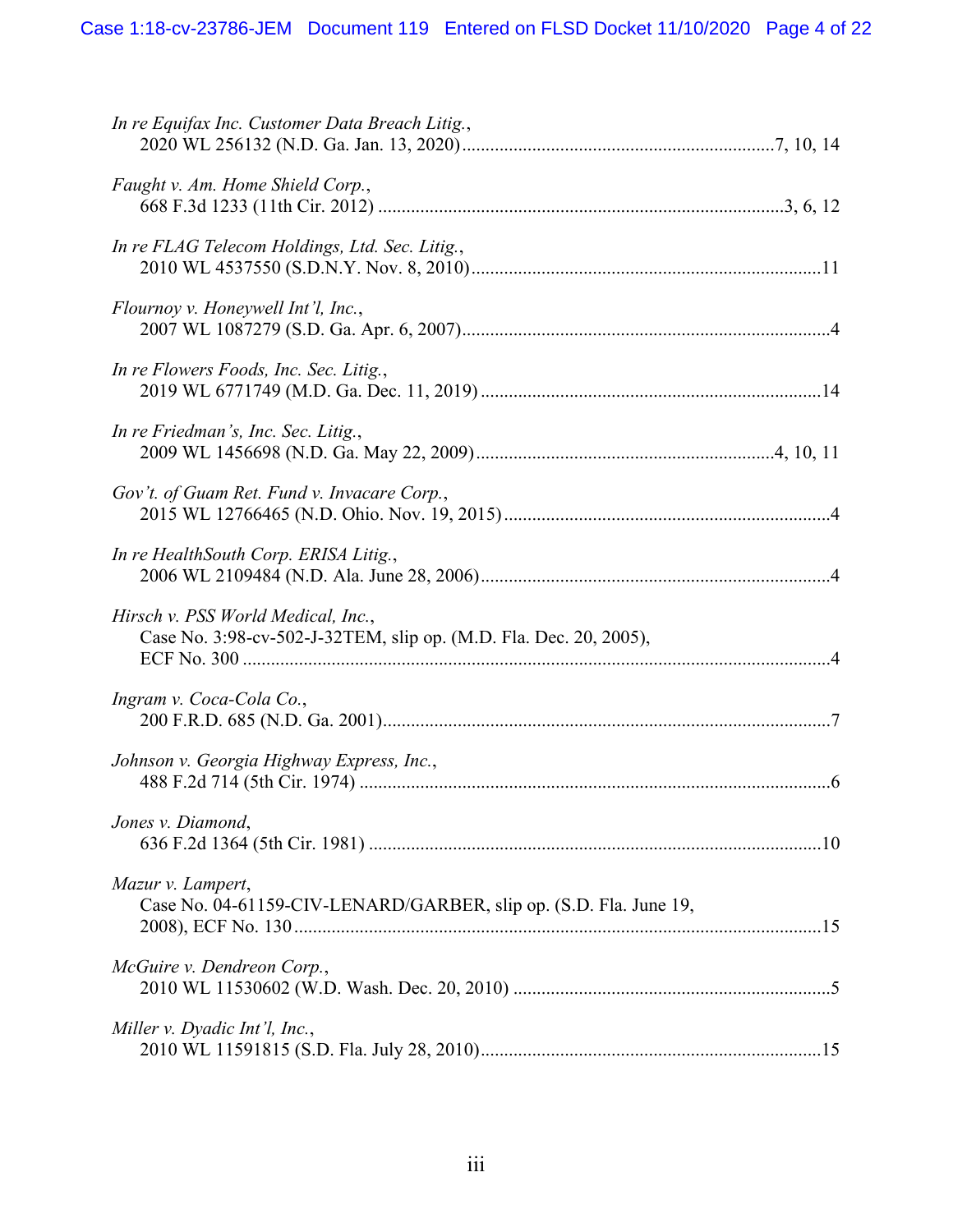*In re Equifax Inc. Customer Data Breach Litig.*,
2020 WL 256132 (N.D. Ga. Jan. 13, 2020)....................7, 10, 14

*Faught v. Am. Home Shield Corp.*,
668 F.3d 1233 (11th Cir. 2012) ....................3, 6, 12

*In re FLAG Telecom Holdings, Ltd. Sec. Litig.*,
2010 WL 4537550 (S.D.N.Y. Nov. 8, 2010)....................11

*Flournoy v. Honeywell Int'l, Inc.*,
2007 WL 1087279 (S.D. Ga. Apr. 6, 2007)....................4

*In re Flowers Foods, Inc. Sec. Litig.*,
2019 WL 6771749 (M.D. Ga. Dec. 11, 2019) ....................14

*In re Friedman's, Inc. Sec. Litig.*,
2009 WL 1456698 (N.D. Ga. May 22, 2009)....................4, 10, 11

*Gov't. of Guam Ret. Fund v. Invacare Corp.*,
2015 WL 12766465 (N.D. Ohio. Nov. 19, 2015)....................4

*In re HealthSouth Corp. ERISA Litig.*,
2006 WL 2109484 (N.D. Ala. June 28, 2006)....................4

*Hirsch v. PSS World Medical, Inc.*,
Case No. 3:98-cv-502-J-32TEM, slip op. (M.D. Fla. Dec. 20, 2005), ECF No. 300 ....................4

*Ingram v. Coca-Cola Co.*,
200 F.R.D. 685 (N.D. Ga. 2001)....................7

*Johnson v. Georgia Highway Express, Inc.*,
488 F.2d 714 (5th Cir. 1974) ....................6

*Jones v. Diamond*,
636 F.2d 1364 (5th Cir. 1981) ....................10

*Mazur v. Lampert*,
Case No. 04-61159-CIV-LENARD/GARBER, slip op. (S.D. Fla. June 19, 2008), ECF No. 130....................15

*McGuire v. Dendreon Corp.*,
2010 WL 11530602 (W.D. Wash. Dec. 20, 2010) ....................5

*Miller v. Dyadic Int'l, Inc.*,
2010 WL 11591815 (S.D. Fla. July 28, 2010)....................15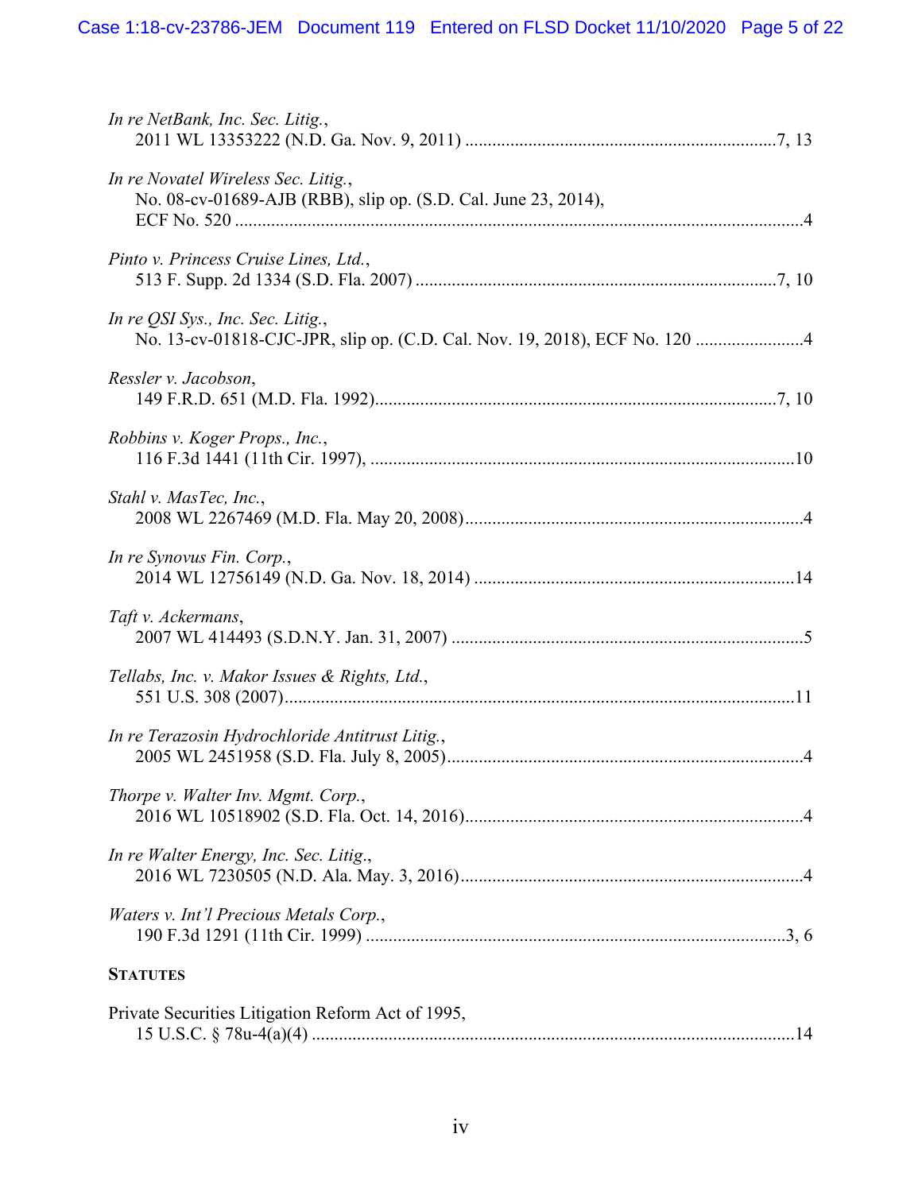*In re NetBank, Inc. Sec. Litig.*,
2011 WL 13353222 (N.D. Ga. Nov. 9, 2011) ....................................................................7, 13

*In re Novatel Wireless Sec. Litig.*,
No. 08-cv-01689-AJB (RBB), slip op. (S.D. Cal. June 23, 2014),
ECF No. 520 ..........................................................................................................................4

*Pinto v. Princess Cruise Lines, Ltd.*,
513 F. Supp. 2d 1334 (S.D. Fla. 2007) ...............................................................................7, 10

*In re QSI Sys., Inc. Sec. Litig.*,
No. 13-cv-01818-CJC-JPR, slip op. (C.D. Cal. Nov. 19, 2018), ECF No. 120 .......................4

*Ressler v. Jacobson*,
149 F.R.D. 651 (M.D. Fla. 1992)........................................................................................7, 10

*Robbins v. Koger Props., Inc.*,
116 F.3d 1441 (11th Cir. 1997), ............................................................................................10

*Stahl v. MasTec, Inc.*,
2008 WL 2267469 (M.D. Fla. May 20, 2008)..........................................................................4

*In re Synovus Fin. Corp.*,
2014 WL 12756149 (N.D. Ga. Nov. 18, 2014) ......................................................................14

*Taft v. Ackermans*,
2007 WL 414493 (S.D.N.Y. Jan. 31, 2007) .............................................................................5

*Tellabs, Inc. v. Makor Issues & Rights, Ltd.*,
551 U.S. 308 (2007)...............................................................................................................11

*In re Terazosin Hydrochloride Antitrust Litig.*,
2005 WL 2451958 (S.D. Fla. July 8, 2005)..............................................................................4

*Thorpe v. Walter Inv. Mgmt. Corp.*,
2016 WL 10518902 (S.D. Fla. Oct. 14, 2016)..........................................................................4

*In re Walter Energy, Inc. Sec. Litig.*,
2016 WL 7230505 (N.D. Ala. May. 3, 2016)...........................................................................4

*Waters v. Int'l Precious Metals Corp.*,
190 F.3d 1291 (11th Cir. 1999) ...........................................................................................3, 6

**STATUTES**

Private Securities Litigation Reform Act of 1995,
15 U.S.C. § 78u-4(a)(4) .........................................................................................................14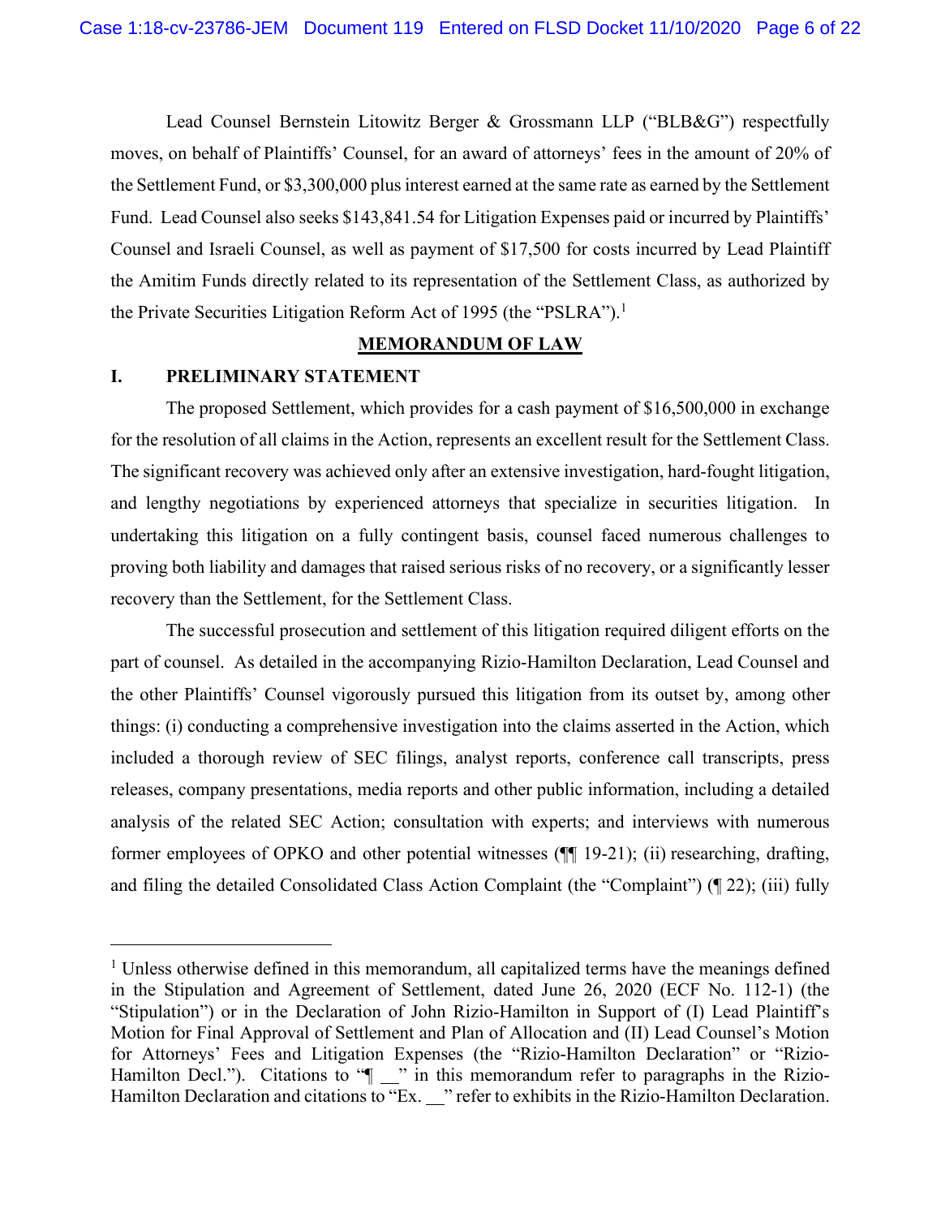Lead Counsel Bernstein Litowitz Berger & Grossmann LLP ("BLB&G") respectfully moves, on behalf of Plaintiffs' Counsel, for an award of attorneys' fees in the amount of 20% of the Settlement Fund, or $3,300,000 plus interest earned at the same rate as earned by the Settlement Fund. Lead Counsel also seeks $143,841.54 for Litigation Expenses paid or incurred by Plaintiffs' Counsel and Israeli Counsel, as well as payment of $17,500 for costs incurred by Lead Plaintiff the Amitim Funds directly related to its representation of the Settlement Class, as authorized by the Private Securities Litigation Reform Act of 1995 (the "PSLRA").[1]

## MEMORANDUM OF LAW

### I. PRELIMINARY STATEMENT

The proposed Settlement, which provides for a cash payment of $16,500,000 in exchange for the resolution of all claims in the Action, represents an excellent result for the Settlement Class. The significant recovery was achieved only after an extensive investigation, hard-fought litigation, and lengthy negotiations by experienced attorneys that specialize in securities litigation. In undertaking this litigation on a fully contingent basis, counsel faced numerous challenges to proving both liability and damages that raised serious risks of no recovery, or a significantly lesser recovery than the Settlement, for the Settlement Class.

The successful prosecution and settlement of this litigation required diligent efforts on the part of counsel. As detailed in the accompanying Rizio-Hamilton Declaration, Lead Counsel and the other Plaintiffs' Counsel vigorously pursued this litigation from its outset by, among other things: (i) conducting a comprehensive investigation into the claims asserted in the Action, which included a thorough review of SEC filings, analyst reports, conference call transcripts, press releases, company presentations, media reports and other public information, including a detailed analysis of the related SEC Action; consultation with experts; and interviews with numerous former employees of OPKO and other potential witnesses (¶¶ 19-21); (ii) researching, drafting, and filing the detailed Consolidated Class Action Complaint (the "Complaint") (¶ 22); (iii) fully

---

[1] Unless otherwise defined in this memorandum, all capitalized terms have the meanings defined in the Stipulation and Agreement of Settlement, dated June 26, 2020 (ECF No. 112-1) (the "Stipulation") or in the Declaration of John Rizio-Hamilton in Support of (I) Lead Plaintiff's Motion for Final Approval of Settlement and Plan of Allocation and (II) Lead Counsel's Motion for Attorneys' Fees and Litigation Expenses (the "Rizio-Hamilton Declaration" or "Rizio-Hamilton Decl."). Citations to "¶ __" in this memorandum refer to paragraphs in the Rizio-Hamilton Declaration and citations to "Ex. __" refer to exhibits in the Rizio-Hamilton Declaration.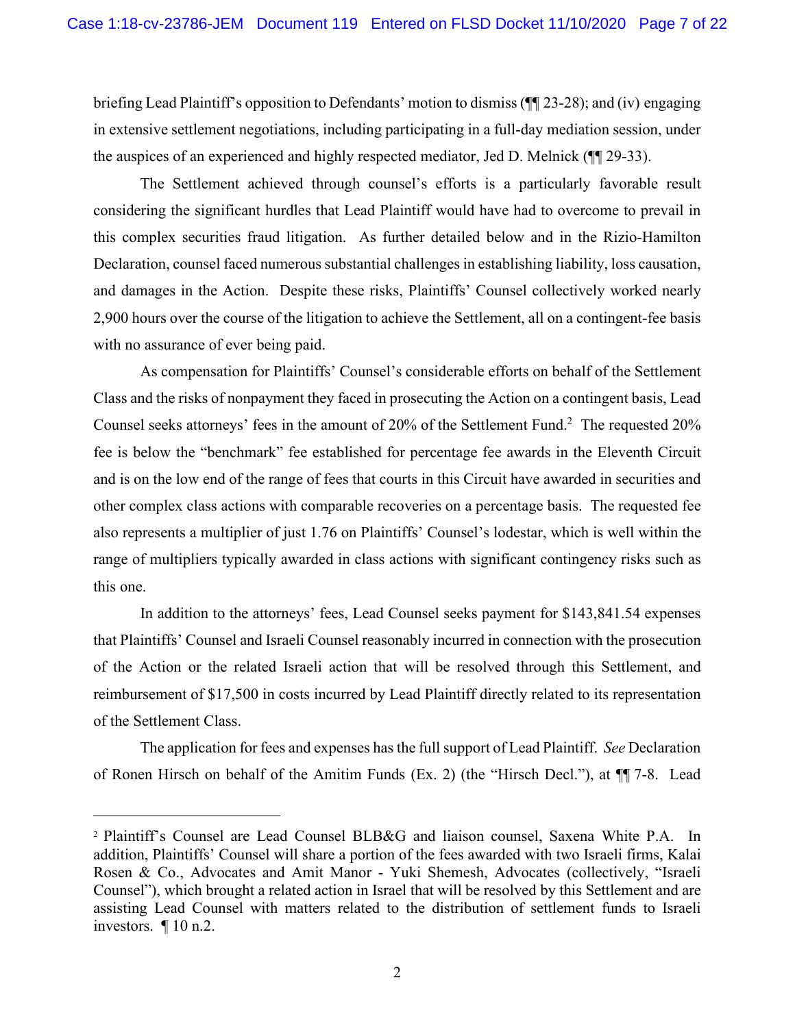briefing Lead Plaintiff's opposition to Defendants' motion to dismiss (¶¶ 23-28); and (iv) engaging in extensive settlement negotiations, including participating in a full-day mediation session, under the auspices of an experienced and highly respected mediator, Jed D. Melnick (¶¶ 29-33).

The Settlement achieved through counsel's efforts is a particularly favorable result considering the significant hurdles that Lead Plaintiff would have had to overcome to prevail in this complex securities fraud litigation. As further detailed below and in the Rizio-Hamilton Declaration, counsel faced numerous substantial challenges in establishing liability, loss causation, and damages in the Action. Despite these risks, Plaintiffs' Counsel collectively worked nearly 2,900 hours over the course of the litigation to achieve the Settlement, all on a contingent-fee basis with no assurance of ever being paid.

As compensation for Plaintiffs' Counsel's considerable efforts on behalf of the Settlement Class and the risks of nonpayment they faced in prosecuting the Action on a contingent basis, Lead Counsel seeks attorneys' fees in the amount of 20% of the Settlement Fund.[2] The requested 20% fee is below the "benchmark" fee established for percentage fee awards in the Eleventh Circuit and is on the low end of the range of fees that courts in this Circuit have awarded in securities and other complex class actions with comparable recoveries on a percentage basis. The requested fee also represents a multiplier of just 1.76 on Plaintiffs' Counsel's lodestar, which is well within the range of multipliers typically awarded in class actions with significant contingency risks such as this one.

In addition to the attorneys' fees, Lead Counsel seeks payment for $143,841.54 expenses that Plaintiffs' Counsel and Israeli Counsel reasonably incurred in connection with the prosecution of the Action or the related Israeli action that will be resolved through this Settlement, and reimbursement of $17,500 in costs incurred by Lead Plaintiff directly related to its representation of the Settlement Class.

The application for fees and expenses has the full support of Lead Plaintiff. *See* Declaration of Ronen Hirsch on behalf of the Amitim Funds (Ex. 2) (the "Hirsch Decl."), at ¶¶ 7-8. Lead

[2] Plaintiff's Counsel are Lead Counsel BLB&G and liaison counsel, Saxena White P.A. In addition, Plaintiffs' Counsel will share a portion of the fees awarded with two Israeli firms, Kalai Rosen & Co., Advocates and Amit Manor - Yuki Shemesh, Advocates (collectively, "Israeli Counsel"), which brought a related action in Israel that will be resolved by this Settlement and are assisting Lead Counsel with matters related to the distribution of settlement funds to Israeli investors. ¶ 10 n.2.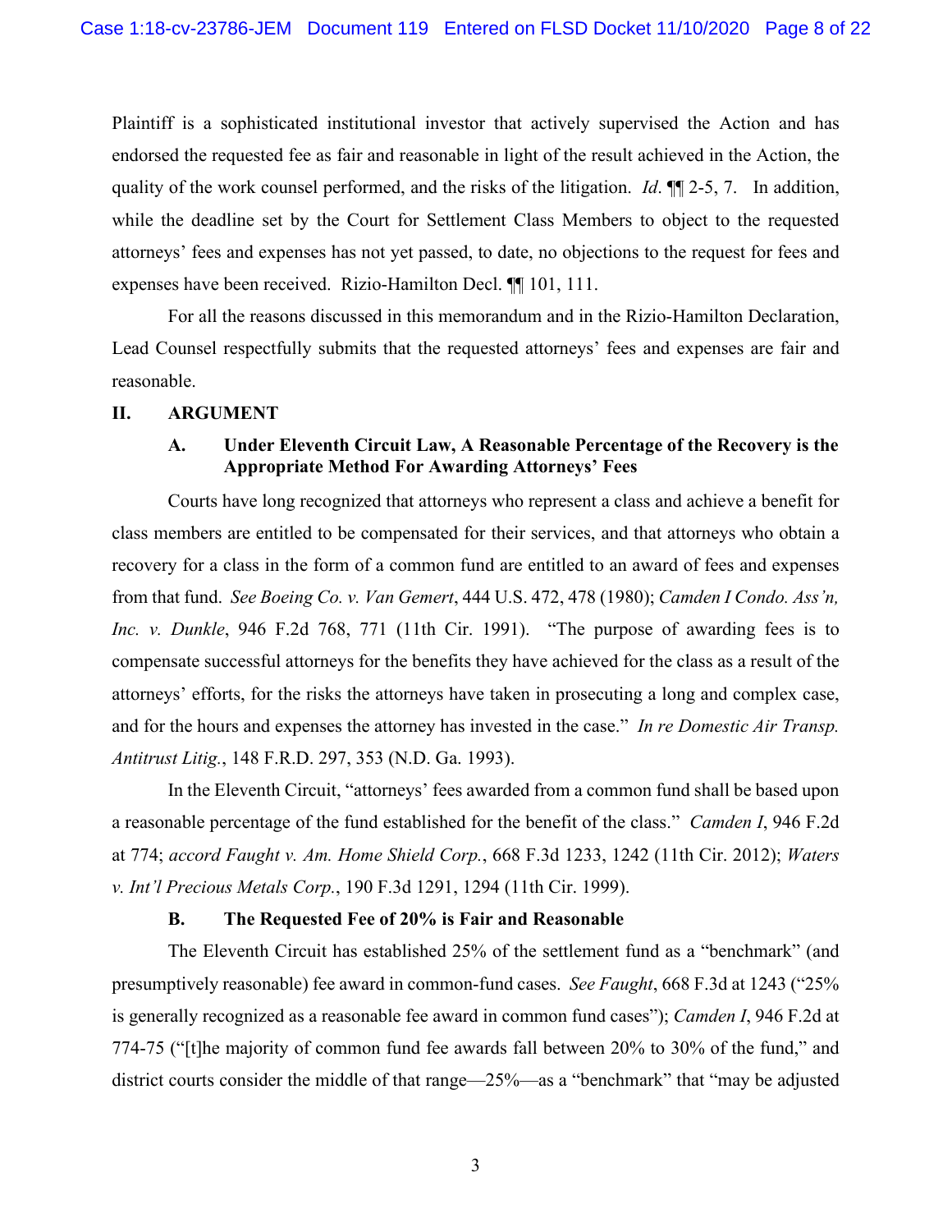Plaintiff is a sophisticated institutional investor that actively supervised the Action and has endorsed the requested fee as fair and reasonable in light of the result achieved in the Action, the quality of the work counsel performed, and the risks of the litigation. *Id*. ¶¶ 2-5, 7. In addition, while the deadline set by the Court for Settlement Class Members to object to the requested attorneys' fees and expenses has not yet passed, to date, no objections to the request for fees and expenses have been received. Rizio-Hamilton Decl. ¶¶ 101, 111.

For all the reasons discussed in this memorandum and in the Rizio-Hamilton Declaration, Lead Counsel respectfully submits that the requested attorneys' fees and expenses are fair and reasonable.

## II. ARGUMENT

### A. Under Eleventh Circuit Law, A Reasonable Percentage of the Recovery is the Appropriate Method For Awarding Attorneys' Fees

Courts have long recognized that attorneys who represent a class and achieve a benefit for class members are entitled to be compensated for their services, and that attorneys who obtain a recovery for a class in the form of a common fund are entitled to an award of fees and expenses from that fund. *See Boeing Co. v. Van Gemert*, 444 U.S. 472, 478 (1980); *Camden I Condo. Ass'n, Inc. v. Dunkle*, 946 F.2d 768, 771 (11th Cir. 1991). "The purpose of awarding fees is to compensate successful attorneys for the benefits they have achieved for the class as a result of the attorneys' efforts, for the risks the attorneys have taken in prosecuting a long and complex case, and for the hours and expenses the attorney has invested in the case." *In re Domestic Air Transp. Antitrust Litig.*, 148 F.R.D. 297, 353 (N.D. Ga. 1993).

In the Eleventh Circuit, "attorneys' fees awarded from a common fund shall be based upon a reasonable percentage of the fund established for the benefit of the class." *Camden I*, 946 F.2d at 774; *accord Faught v. Am. Home Shield Corp.*, 668 F.3d 1233, 1242 (11th Cir. 2012); *Waters v. Int'l Precious Metals Corp.*, 190 F.3d 1291, 1294 (11th Cir. 1999).

### B. The Requested Fee of 20% is Fair and Reasonable

The Eleventh Circuit has established 25% of the settlement fund as a "benchmark" (and presumptively reasonable) fee award in common-fund cases. *See Faught*, 668 F.3d at 1243 ("25% is generally recognized as a reasonable fee award in common fund cases"); *Camden I*, 946 F.2d at 774-75 ("[t]he majority of common fund fee awards fall between 20% to 30% of the fund," and district courts consider the middle of that range—25%—as a "benchmark" that "may be adjusted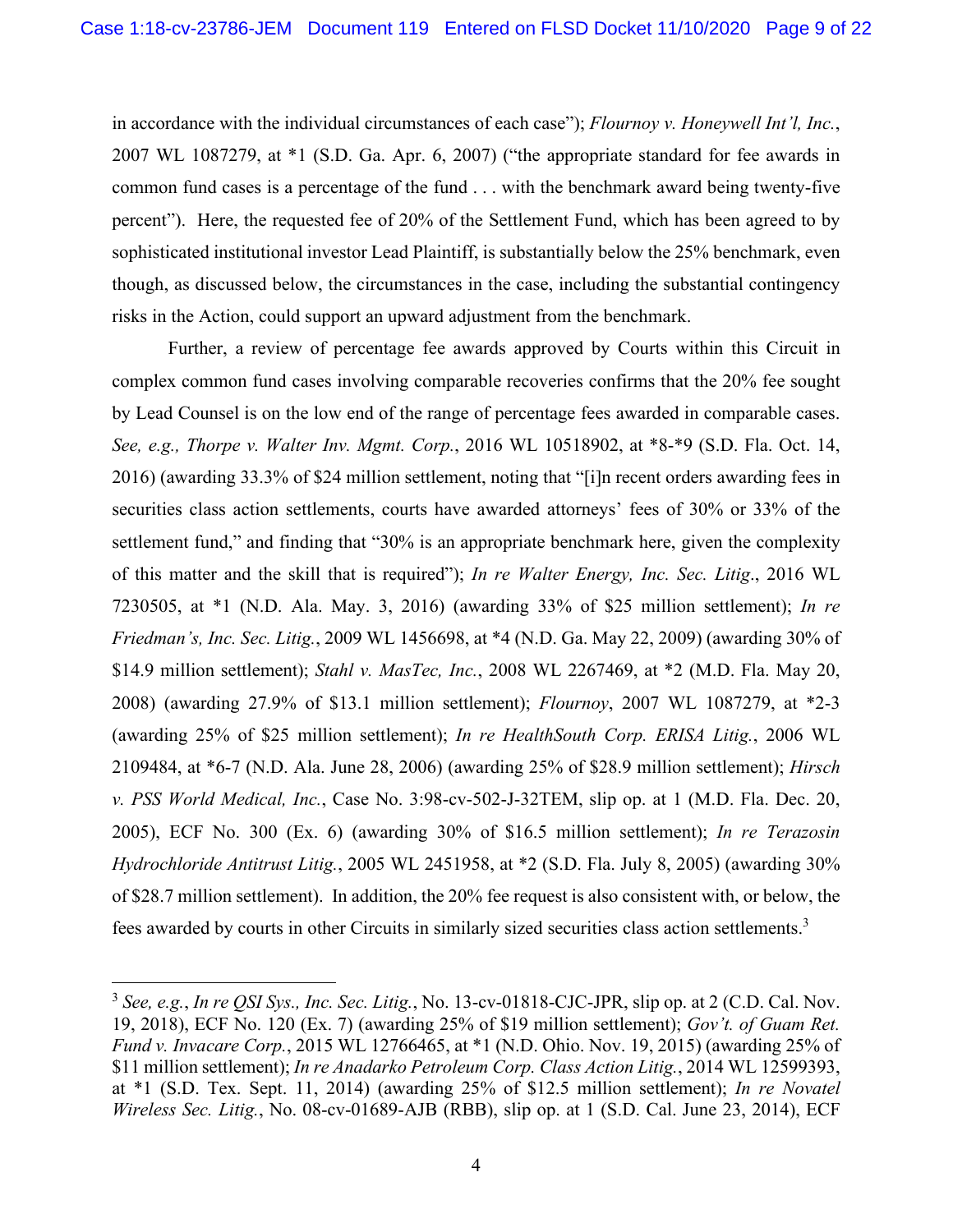in accordance with the individual circumstances of each case"); *Flournoy v. Honeywell Int'l, Inc.*, 2007 WL 1087279, at *1 (S.D. Ga. Apr. 6, 2007) ("the appropriate standard for fee awards in common fund cases is a percentage of the fund . . . with the benchmark award being twenty-five percent"). Here, the requested fee of 20% of the Settlement Fund, which has been agreed to by sophisticated institutional investor Lead Plaintiff, is substantially below the 25% benchmark, even though, as discussed below, the circumstances in the case, including the substantial contingency risks in the Action, could support an upward adjustment from the benchmark.

Further, a review of percentage fee awards approved by Courts within this Circuit in complex common fund cases involving comparable recoveries confirms that the 20% fee sought by Lead Counsel is on the low end of the range of percentage fees awarded in comparable cases. *See, e.g., Thorpe v. Walter Inv. Mgmt. Corp.*, 2016 WL 10518902, at *8-*9 (S.D. Fla. Oct. 14, 2016) (awarding 33.3% of $24 million settlement, noting that "[i]n recent orders awarding fees in securities class action settlements, courts have awarded attorneys' fees of 30% or 33% of the settlement fund," and finding that "30% is an appropriate benchmark here, given the complexity of this matter and the skill that is required"); *In re Walter Energy, Inc. Sec. Litig.*, 2016 WL 7230505, at *1 (N.D. Ala. May. 3, 2016) (awarding 33% of $25 million settlement); *In re Friedman's, Inc. Sec. Litig.*, 2009 WL 1456698, at *4 (N.D. Ga. May 22, 2009) (awarding 30% of $14.9 million settlement); *Stahl v. MasTec, Inc.*, 2008 WL 2267469, at *2 (M.D. Fla. May 20, 2008) (awarding 27.9% of $13.1 million settlement); *Flournoy*, 2007 WL 1087279, at *2-3 (awarding 25% of $25 million settlement); *In re HealthSouth Corp. ERISA Litig.*, 2006 WL 2109484, at *6-7 (N.D. Ala. June 28, 2006) (awarding 25% of $28.9 million settlement); *Hirsch v. PSS World Medical, Inc.*, Case No. 3:98-cv-502-J-32TEM, slip op. at 1 (M.D. Fla. Dec. 20, 2005), ECF No. 300 (Ex. 6) (awarding 30% of $16.5 million settlement); *In re Terazosin Hydrochloride Antitrust Litig.*, 2005 WL 2451958, at *2 (S.D. Fla. July 8, 2005) (awarding 30% of $28.7 million settlement). In addition, the 20% fee request is also consistent with, or below, the fees awarded by courts in other Circuits in similarly sized securities class action settlements.[3]

---

[3] *See, e.g.*, *In re QSI Sys., Inc. Sec. Litig.*, No. 13-cv-01818-CJC-JPR, slip op. at 2 (C.D. Cal. Nov. 19, 2018), ECF No. 120 (Ex. 7) (awarding 25% of $19 million settlement); *Gov't. of Guam Ret. Fund v. Invacare Corp.*, 2015 WL 12766465, at *1 (N.D. Ohio. Nov. 19, 2015) (awarding 25% of $11 million settlement); *In re Anadarko Petroleum Corp. Class Action Litig.*, 2014 WL 12599393, at *1 (S.D. Tex. Sept. 11, 2014) (awarding 25% of $12.5 million settlement); *In re Novatel Wireless Sec. Litig.*, No. 08-cv-01689-AJB (RBB), slip op. at 1 (S.D. Cal. June 23, 2014), ECF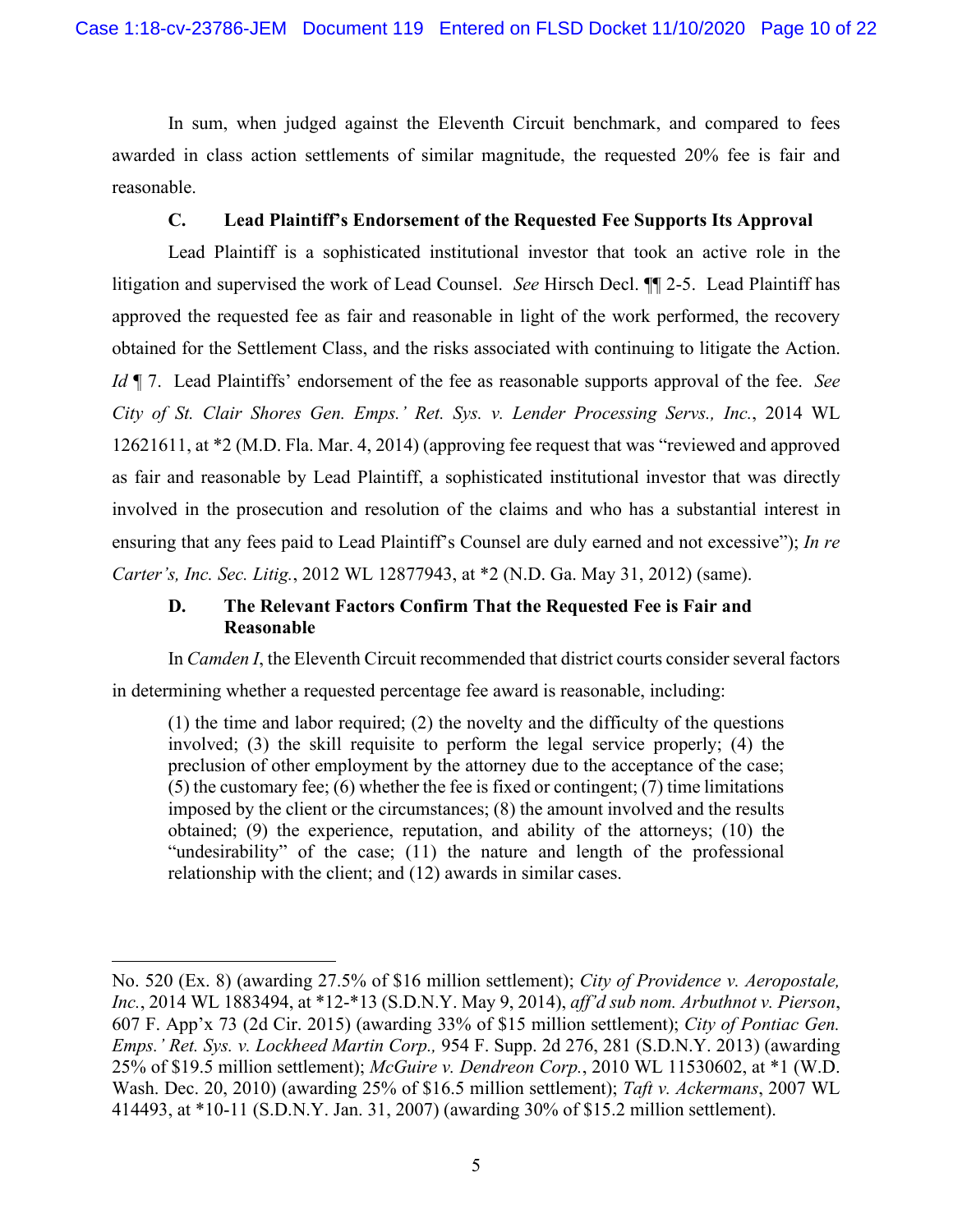In sum, when judged against the Eleventh Circuit benchmark, and compared to fees awarded in class action settlements of similar magnitude, the requested 20% fee is fair and reasonable.

### C. Lead Plaintiff's Endorsement of the Requested Fee Supports Its Approval

Lead Plaintiff is a sophisticated institutional investor that took an active role in the litigation and supervised the work of Lead Counsel. *See* Hirsch Decl. ¶¶ 2-5. Lead Plaintiff has approved the requested fee as fair and reasonable in light of the work performed, the recovery obtained for the Settlement Class, and the risks associated with continuing to litigate the Action. *Id* ¶ 7. Lead Plaintiffs' endorsement of the fee as reasonable supports approval of the fee. *See City of St. Clair Shores Gen. Emps.' Ret. Sys. v. Lender Processing Servs., Inc.*, 2014 WL 12621611, at *2 (M.D. Fla. Mar. 4, 2014) (approving fee request that was "reviewed and approved as fair and reasonable by Lead Plaintiff, a sophisticated institutional investor that was directly involved in the prosecution and resolution of the claims and who has a substantial interest in ensuring that any fees paid to Lead Plaintiff's Counsel are duly earned and not excessive"); *In re Carter's, Inc. Sec. Litig.*, 2012 WL 12877943, at *2 (N.D. Ga. May 31, 2012) (same).

### D. The Relevant Factors Confirm That the Requested Fee is Fair and Reasonable

In *Camden I*, the Eleventh Circuit recommended that district courts consider several factors in determining whether a requested percentage fee award is reasonable, including:

> (1) the time and labor required; (2) the novelty and the difficulty of the questions involved; (3) the skill requisite to perform the legal service properly; (4) the preclusion of other employment by the attorney due to the acceptance of the case; (5) the customary fee; (6) whether the fee is fixed or contingent; (7) time limitations imposed by the client or the circumstances; (8) the amount involved and the results obtained; (9) the experience, reputation, and ability of the attorneys; (10) the "undesirability" of the case; (11) the nature and length of the professional relationship with the client; and (12) awards in similar cases.

---

No. 520 (Ex. 8) (awarding 27.5% of $16 million settlement); *City of Providence v. Aeropostale, Inc.*, 2014 WL 1883494, at *12-*13 (S.D.N.Y. May 9, 2014), *aff'd sub nom. Arbuthnot v. Pierson*, 607 F. App'x 73 (2d Cir. 2015) (awarding 33% of $15 million settlement); *City of Pontiac Gen. Emps.' Ret. Sys. v. Lockheed Martin Corp.,* 954 F. Supp. 2d 276, 281 (S.D.N.Y. 2013) (awarding 25% of $19.5 million settlement); *McGuire v. Dendreon Corp.*, 2010 WL 11530602, at *1 (W.D. Wash. Dec. 20, 2010) (awarding 25% of $16.5 million settlement); *Taft v. Ackermans*, 2007 WL 414493, at *10-11 (S.D.N.Y. Jan. 31, 2007) (awarding 30% of $15.2 million settlement).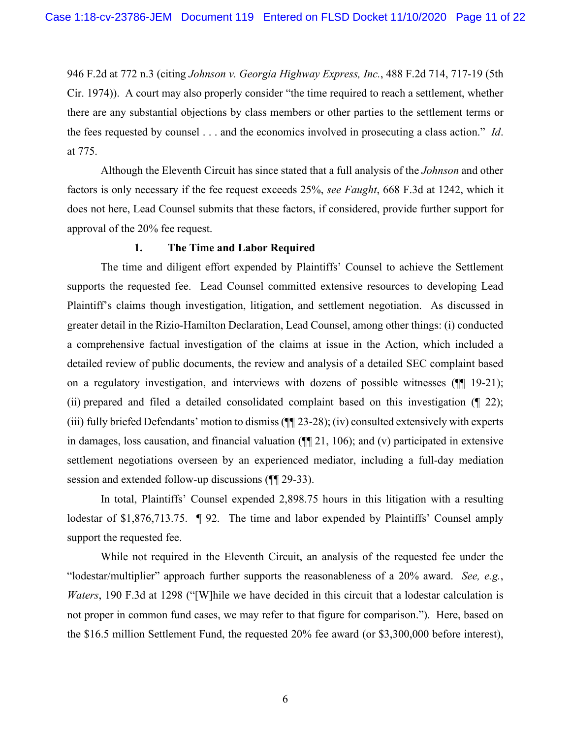946 F.2d at 772 n.3 (citing *Johnson v. Georgia Highway Express, Inc.*, 488 F.2d 714, 717-19 (5th Cir. 1974)). A court may also properly consider "the time required to reach a settlement, whether there are any substantial objections by class members or other parties to the settlement terms or the fees requested by counsel . . . and the economics involved in prosecuting a class action." *Id*. at 775.

Although the Eleventh Circuit has since stated that a full analysis of the *Johnson* and other factors is only necessary if the fee request exceeds 25%, *see Faught*, 668 F.3d at 1242, which it does not here, Lead Counsel submits that these factors, if considered, provide further support for approval of the 20% fee request.

### 1. The Time and Labor Required

The time and diligent effort expended by Plaintiffs' Counsel to achieve the Settlement supports the requested fee. Lead Counsel committed extensive resources to developing Lead Plaintiff's claims though investigation, litigation, and settlement negotiation. As discussed in greater detail in the Rizio-Hamilton Declaration, Lead Counsel, among other things: (i) conducted a comprehensive factual investigation of the claims at issue in the Action, which included a detailed review of public documents, the review and analysis of a detailed SEC complaint based on a regulatory investigation, and interviews with dozens of possible witnesses (¶¶ 19-21); (ii) prepared and filed a detailed consolidated complaint based on this investigation (¶ 22); (iii) fully briefed Defendants' motion to dismiss (¶¶ 23-28); (iv) consulted extensively with experts in damages, loss causation, and financial valuation (¶¶ 21, 106); and (v) participated in extensive settlement negotiations overseen by an experienced mediator, including a full-day mediation session and extended follow-up discussions (¶¶ 29-33).

In total, Plaintiffs' Counsel expended 2,898.75 hours in this litigation with a resulting lodestar of $1,876,713.75. ¶ 92. The time and labor expended by Plaintiffs' Counsel amply support the requested fee.

While not required in the Eleventh Circuit, an analysis of the requested fee under the "lodestar/multiplier" approach further supports the reasonableness of a 20% award. *See, e.g.*, *Waters*, 190 F.3d at 1298 ("[W]hile we have decided in this circuit that a lodestar calculation is not proper in common fund cases, we may refer to that figure for comparison."). Here, based on the $16.5 million Settlement Fund, the requested 20% fee award (or $3,300,000 before interest),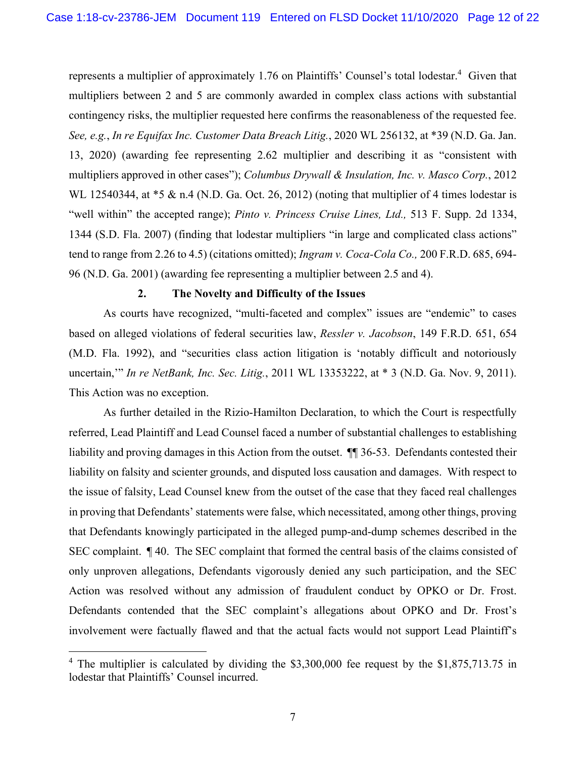represents a multiplier of approximately 1.76 on Plaintiffs' Counsel's total lodestar.[4] Given that multipliers between 2 and 5 are commonly awarded in complex class actions with substantial contingency risks, the multiplier requested here confirms the reasonableness of the requested fee. *See, e.g.*, *In re Equifax Inc. Customer Data Breach Litig.*, 2020 WL 256132, at *39 (N.D. Ga. Jan. 13, 2020) (awarding fee representing 2.62 multiplier and describing it as "consistent with multipliers approved in other cases"); *Columbus Drywall & Insulation, Inc. v. Masco Corp.*, 2012 WL 12540344, at *5 & n.4 (N.D. Ga. Oct. 26, 2012) (noting that multiplier of 4 times lodestar is "well within" the accepted range); *Pinto v. Princess Cruise Lines, Ltd.,* 513 F. Supp. 2d 1334, 1344 (S.D. Fla. 2007) (finding that lodestar multipliers "in large and complicated class actions" tend to range from 2.26 to 4.5) (citations omitted); *Ingram v. Coca-Cola Co.,* 200 F.R.D. 685, 694-96 (N.D. Ga. 2001) (awarding fee representing a multiplier between 2.5 and 4).

**2. The Novelty and Difficulty of the Issues**

As courts have recognized, "multi-faceted and complex" issues are "endemic" to cases based on alleged violations of federal securities law, *Ressler v. Jacobson*, 149 F.R.D. 651, 654 (M.D. Fla. 1992), and "securities class action litigation is 'notably difficult and notoriously uncertain,'" *In re NetBank, Inc. Sec. Litig.*, 2011 WL 13353222, at * 3 (N.D. Ga. Nov. 9, 2011). This Action was no exception.

As further detailed in the Rizio-Hamilton Declaration, to which the Court is respectfully referred, Lead Plaintiff and Lead Counsel faced a number of substantial challenges to establishing liability and proving damages in this Action from the outset. ¶¶ 36-53. Defendants contested their liability on falsity and scienter grounds, and disputed loss causation and damages. With respect to the issue of falsity, Lead Counsel knew from the outset of the case that they faced real challenges in proving that Defendants' statements were false, which necessitated, among other things, proving that Defendants knowingly participated in the alleged pump-and-dump schemes described in the SEC complaint. ¶ 40. The SEC complaint that formed the central basis of the claims consisted of only unproven allegations, Defendants vigorously denied any such participation, and the SEC Action was resolved without any admission of fraudulent conduct by OPKO or Dr. Frost. Defendants contended that the SEC complaint's allegations about OPKO and Dr. Frost's involvement were factually flawed and that the actual facts would not support Lead Plaintiff's

[4] The multiplier is calculated by dividing the $3,300,000 fee request by the $1,875,713.75 in lodestar that Plaintiffs' Counsel incurred.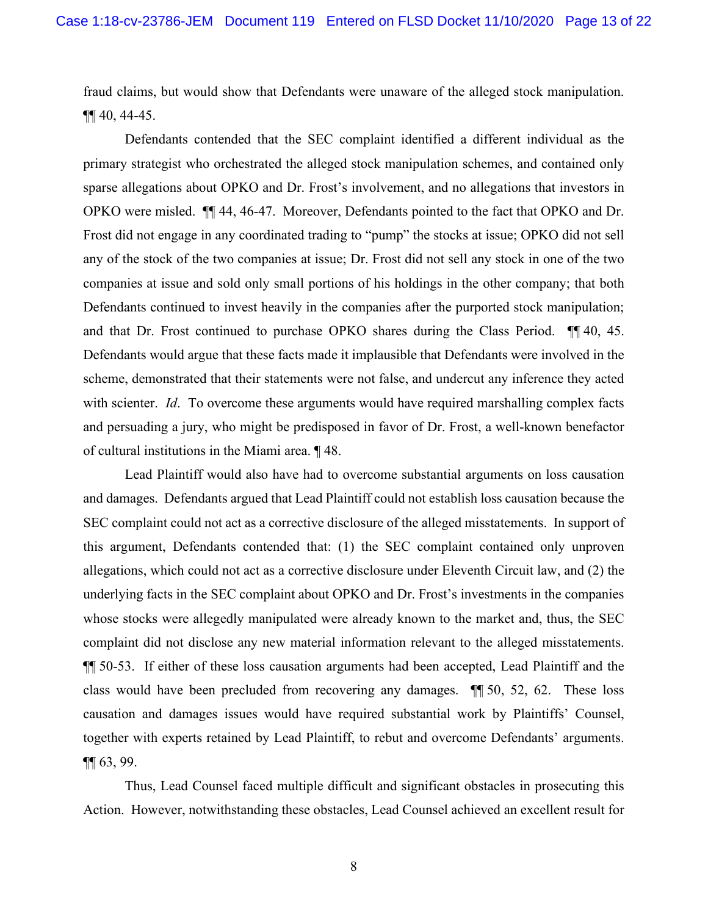fraud claims, but would show that Defendants were unaware of the alleged stock manipulation. ¶¶ 40, 44-45.

Defendants contended that the SEC complaint identified a different individual as the primary strategist who orchestrated the alleged stock manipulation schemes, and contained only sparse allegations about OPKO and Dr. Frost's involvement, and no allegations that investors in OPKO were misled. ¶¶ 44, 46-47. Moreover, Defendants pointed to the fact that OPKO and Dr. Frost did not engage in any coordinated trading to "pump" the stocks at issue; OPKO did not sell any of the stock of the two companies at issue; Dr. Frost did not sell any stock in one of the two companies at issue and sold only small portions of his holdings in the other company; that both Defendants continued to invest heavily in the companies after the purported stock manipulation; and that Dr. Frost continued to purchase OPKO shares during the Class Period. ¶¶ 40, 45. Defendants would argue that these facts made it implausible that Defendants were involved in the scheme, demonstrated that their statements were not false, and undercut any inference they acted with scienter. *Id*. To overcome these arguments would have required marshalling complex facts and persuading a jury, who might be predisposed in favor of Dr. Frost, a well-known benefactor of cultural institutions in the Miami area. ¶ 48.

Lead Plaintiff would also have had to overcome substantial arguments on loss causation and damages. Defendants argued that Lead Plaintiff could not establish loss causation because the SEC complaint could not act as a corrective disclosure of the alleged misstatements. In support of this argument, Defendants contended that: (1) the SEC complaint contained only unproven allegations, which could not act as a corrective disclosure under Eleventh Circuit law, and (2) the underlying facts in the SEC complaint about OPKO and Dr. Frost's investments in the companies whose stocks were allegedly manipulated were already known to the market and, thus, the SEC complaint did not disclose any new material information relevant to the alleged misstatements. ¶¶ 50-53. If either of these loss causation arguments had been accepted, Lead Plaintiff and the class would have been precluded from recovering any damages. ¶¶ 50, 52, 62. These loss causation and damages issues would have required substantial work by Plaintiffs' Counsel, together with experts retained by Lead Plaintiff, to rebut and overcome Defendants' arguments. ¶¶ 63, 99.

Thus, Lead Counsel faced multiple difficult and significant obstacles in prosecuting this Action. However, notwithstanding these obstacles, Lead Counsel achieved an excellent result for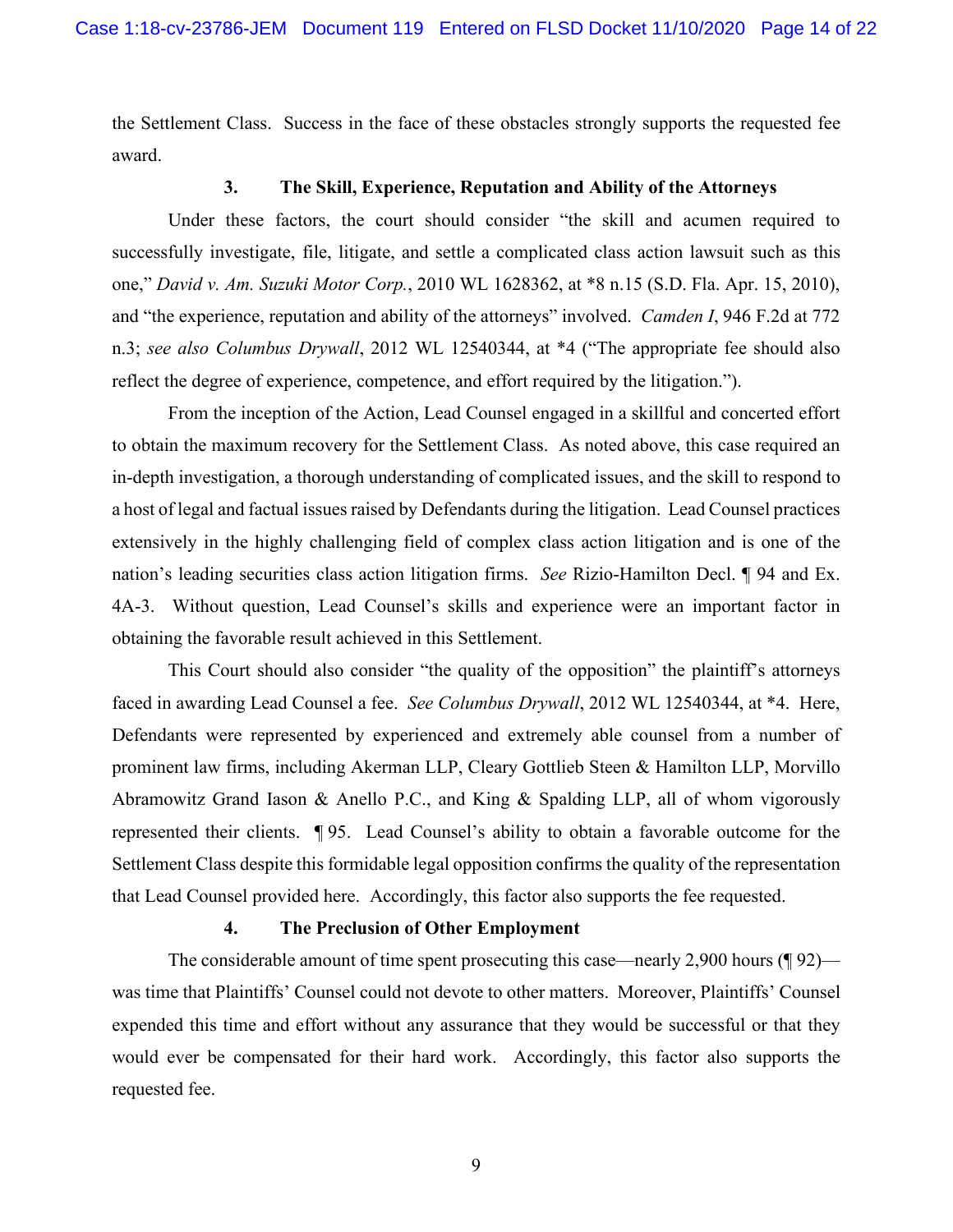the Settlement Class. Success in the face of these obstacles strongly supports the requested fee award.

### 3. The Skill, Experience, Reputation and Ability of the Attorneys

Under these factors, the court should consider "the skill and acumen required to successfully investigate, file, litigate, and settle a complicated class action lawsuit such as this one," *David v. Am. Suzuki Motor Corp.*, 2010 WL 1628362, at *8 n.15 (S.D. Fla. Apr. 15, 2010), and "the experience, reputation and ability of the attorneys" involved. *Camden I*, 946 F.2d at 772 n.3; *see also Columbus Drywall*, 2012 WL 12540344, at *4 ("The appropriate fee should also reflect the degree of experience, competence, and effort required by the litigation.").

From the inception of the Action, Lead Counsel engaged in a skillful and concerted effort to obtain the maximum recovery for the Settlement Class. As noted above, this case required an in-depth investigation, a thorough understanding of complicated issues, and the skill to respond to a host of legal and factual issues raised by Defendants during the litigation. Lead Counsel practices extensively in the highly challenging field of complex class action litigation and is one of the nation's leading securities class action litigation firms. *See* Rizio-Hamilton Decl. ¶ 94 and Ex. 4A-3. Without question, Lead Counsel's skills and experience were an important factor in obtaining the favorable result achieved in this Settlement.

This Court should also consider "the quality of the opposition" the plaintiff's attorneys faced in awarding Lead Counsel a fee. *See Columbus Drywall*, 2012 WL 12540344, at *4. Here, Defendants were represented by experienced and extremely able counsel from a number of prominent law firms, including Akerman LLP, Cleary Gottlieb Steen & Hamilton LLP, Morvillo Abramowitz Grand Iason & Anello P.C., and King & Spalding LLP, all of whom vigorously represented their clients. ¶ 95. Lead Counsel's ability to obtain a favorable outcome for the Settlement Class despite this formidable legal opposition confirms the quality of the representation that Lead Counsel provided here. Accordingly, this factor also supports the fee requested.

### 4. The Preclusion of Other Employment

The considerable amount of time spent prosecuting this case—nearly 2,900 hours (¶ 92)—was time that Plaintiffs' Counsel could not devote to other matters. Moreover, Plaintiffs' Counsel expended this time and effort without any assurance that they would be successful or that they would ever be compensated for their hard work. Accordingly, this factor also supports the requested fee.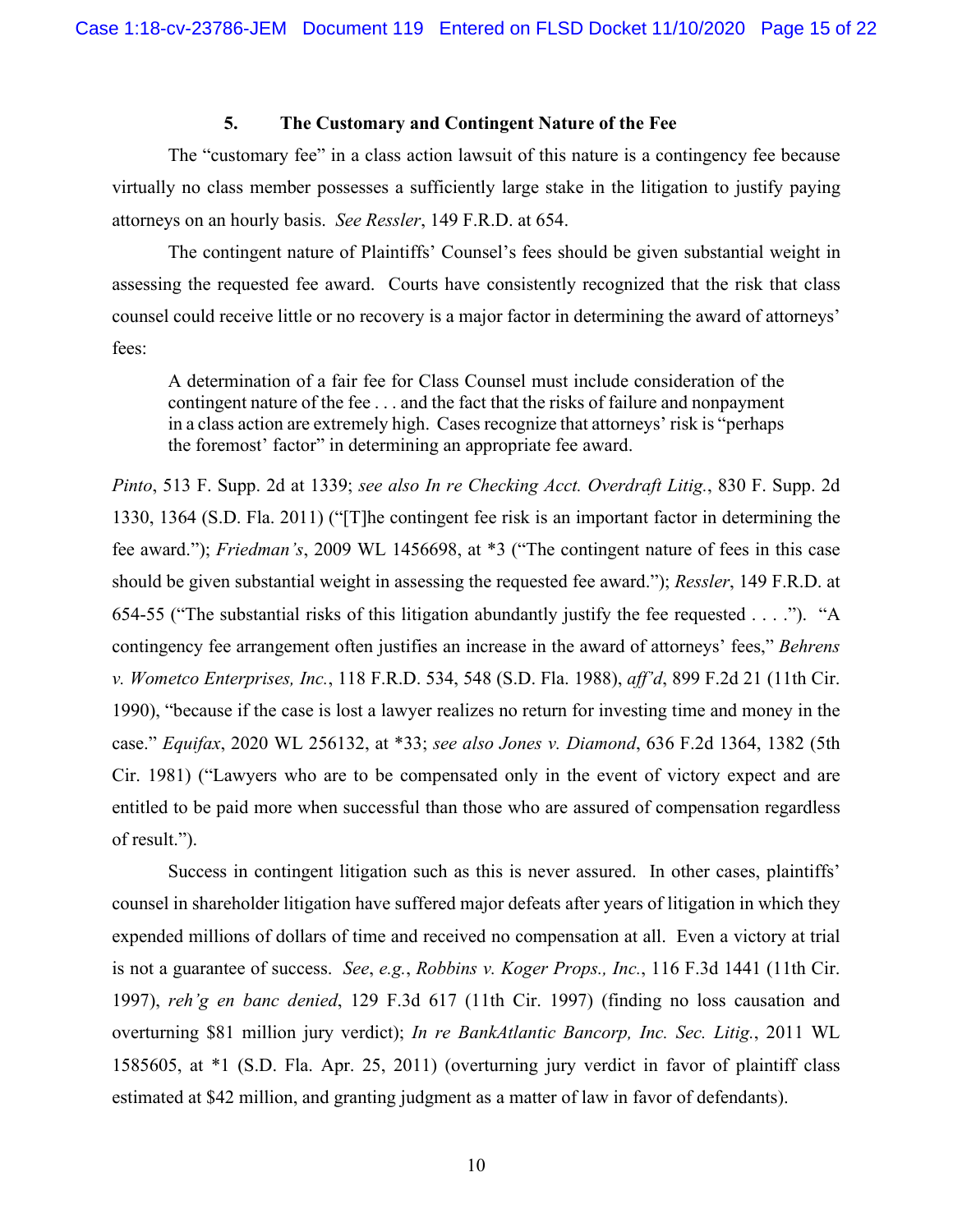### 5. The Customary and Contingent Nature of the Fee

The "customary fee" in a class action lawsuit of this nature is a contingency fee because virtually no class member possesses a sufficiently large stake in the litigation to justify paying attorneys on an hourly basis. *See Ressler*, 149 F.R.D. at 654.

The contingent nature of Plaintiffs' Counsel's fees should be given substantial weight in assessing the requested fee award. Courts have consistently recognized that the risk that class counsel could receive little or no recovery is a major factor in determining the award of attorneys' fees:

> A determination of a fair fee for Class Counsel must include consideration of the contingent nature of the fee . . . and the fact that the risks of failure and nonpayment in a class action are extremely high. Cases recognize that attorneys' risk is "perhaps the foremost' factor" in determining an appropriate fee award.

*Pinto*, 513 F. Supp. 2d at 1339; *see also In re Checking Acct. Overdraft Litig.*, 830 F. Supp. 2d 1330, 1364 (S.D. Fla. 2011) ("[T]he contingent fee risk is an important factor in determining the fee award."); *Friedman's*, 2009 WL 1456698, at *3 ("The contingent nature of fees in this case should be given substantial weight in assessing the requested fee award."); *Ressler*, 149 F.R.D. at 654-55 ("The substantial risks of this litigation abundantly justify the fee requested . . . ."). "A contingency fee arrangement often justifies an increase in the award of attorneys' fees," *Behrens v. Wometco Enterprises, Inc.*, 118 F.R.D. 534, 548 (S.D. Fla. 1988), *aff'd*, 899 F.2d 21 (11th Cir. 1990), "because if the case is lost a lawyer realizes no return for investing time and money in the case." *Equifax*, 2020 WL 256132, at *33; *see also Jones v. Diamond*, 636 F.2d 1364, 1382 (5th Cir. 1981) ("Lawyers who are to be compensated only in the event of victory expect and are entitled to be paid more when successful than those who are assured of compensation regardless of result.").

Success in contingent litigation such as this is never assured. In other cases, plaintiffs' counsel in shareholder litigation have suffered major defeats after years of litigation in which they expended millions of dollars of time and received no compensation at all. Even a victory at trial is not a guarantee of success. *See*, *e.g.*, *Robbins v. Koger Props., Inc.*, 116 F.3d 1441 (11th Cir. 1997), *reh'g en banc denied*, 129 F.3d 617 (11th Cir. 1997) (finding no loss causation and overturning $81 million jury verdict); *In re BankAtlantic Bancorp, Inc. Sec. Litig.*, 2011 WL 1585605, at *1 (S.D. Fla. Apr. 25, 2011) (overturning jury verdict in favor of plaintiff class estimated at $42 million, and granting judgment as a matter of law in favor of defendants).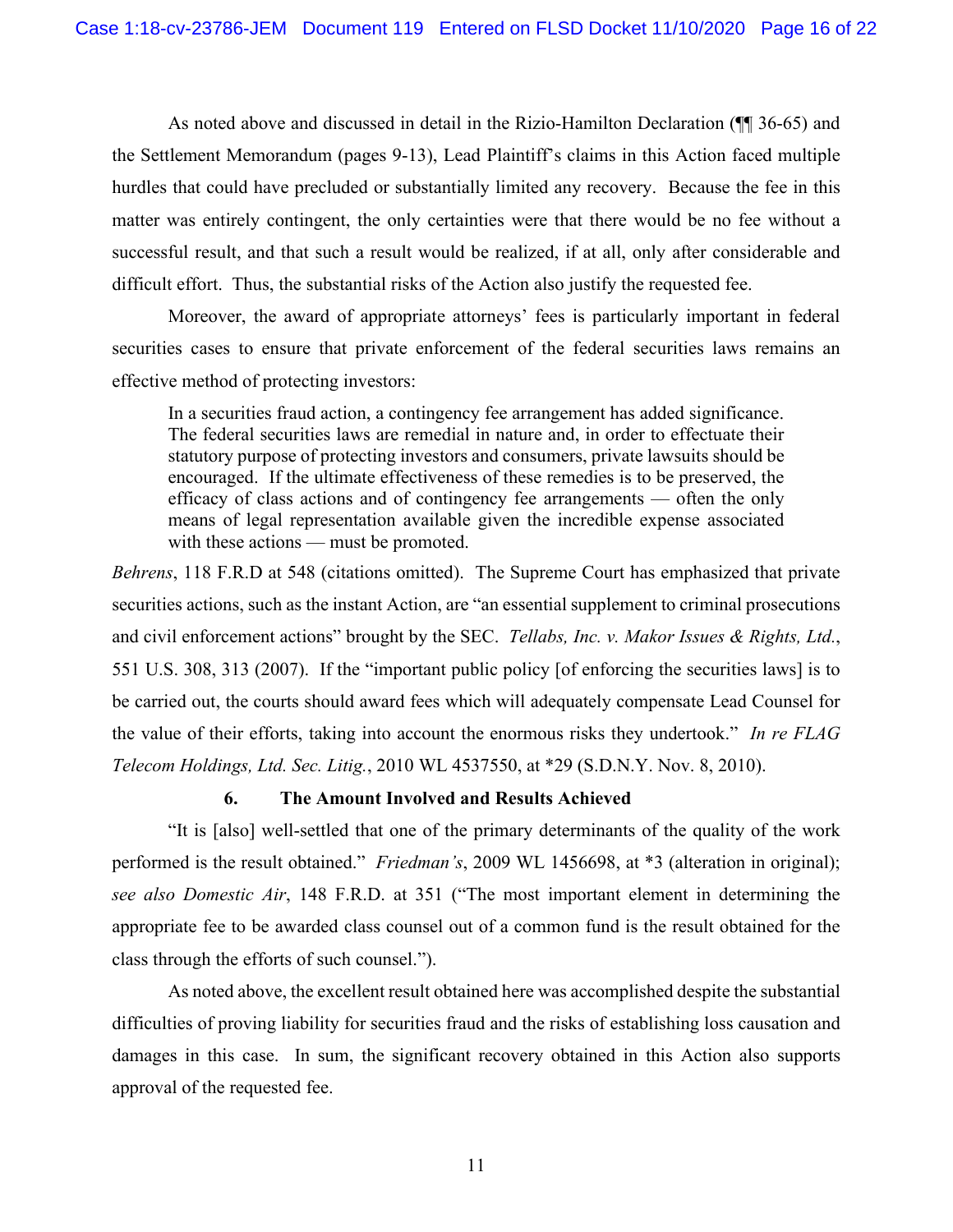As noted above and discussed in detail in the Rizio-Hamilton Declaration (¶¶ 36-65) and the Settlement Memorandum (pages 9-13), Lead Plaintiff's claims in this Action faced multiple hurdles that could have precluded or substantially limited any recovery. Because the fee in this matter was entirely contingent, the only certainties were that there would be no fee without a successful result, and that such a result would be realized, if at all, only after considerable and difficult effort. Thus, the substantial risks of the Action also justify the requested fee.

Moreover, the award of appropriate attorneys' fees is particularly important in federal securities cases to ensure that private enforcement of the federal securities laws remains an effective method of protecting investors:

> In a securities fraud action, a contingency fee arrangement has added significance. The federal securities laws are remedial in nature and, in order to effectuate their statutory purpose of protecting investors and consumers, private lawsuits should be encouraged. If the ultimate effectiveness of these remedies is to be preserved, the efficacy of class actions and of contingency fee arrangements — often the only means of legal representation available given the incredible expense associated with these actions — must be promoted.

*Behrens*, 118 F.R.D at 548 (citations omitted). The Supreme Court has emphasized that private securities actions, such as the instant Action, are "an essential supplement to criminal prosecutions and civil enforcement actions" brought by the SEC. *Tellabs, Inc. v. Makor Issues & Rights, Ltd.*, 551 U.S. 308, 313 (2007). If the "important public policy [of enforcing the securities laws] is to be carried out, the courts should award fees which will adequately compensate Lead Counsel for the value of their efforts, taking into account the enormous risks they undertook." *In re FLAG Telecom Holdings, Ltd. Sec. Litig.*, 2010 WL 4537550, at *29 (S.D.N.Y. Nov. 8, 2010).

### 6. The Amount Involved and Results Achieved

"It is [also] well-settled that one of the primary determinants of the quality of the work performed is the result obtained." *Friedman's*, 2009 WL 1456698, at *3 (alteration in original); *see also Domestic Air*, 148 F.R.D. at 351 ("The most important element in determining the appropriate fee to be awarded class counsel out of a common fund is the result obtained for the class through the efforts of such counsel.").

As noted above, the excellent result obtained here was accomplished despite the substantial difficulties of proving liability for securities fraud and the risks of establishing loss causation and damages in this case. In sum, the significant recovery obtained in this Action also supports approval of the requested fee.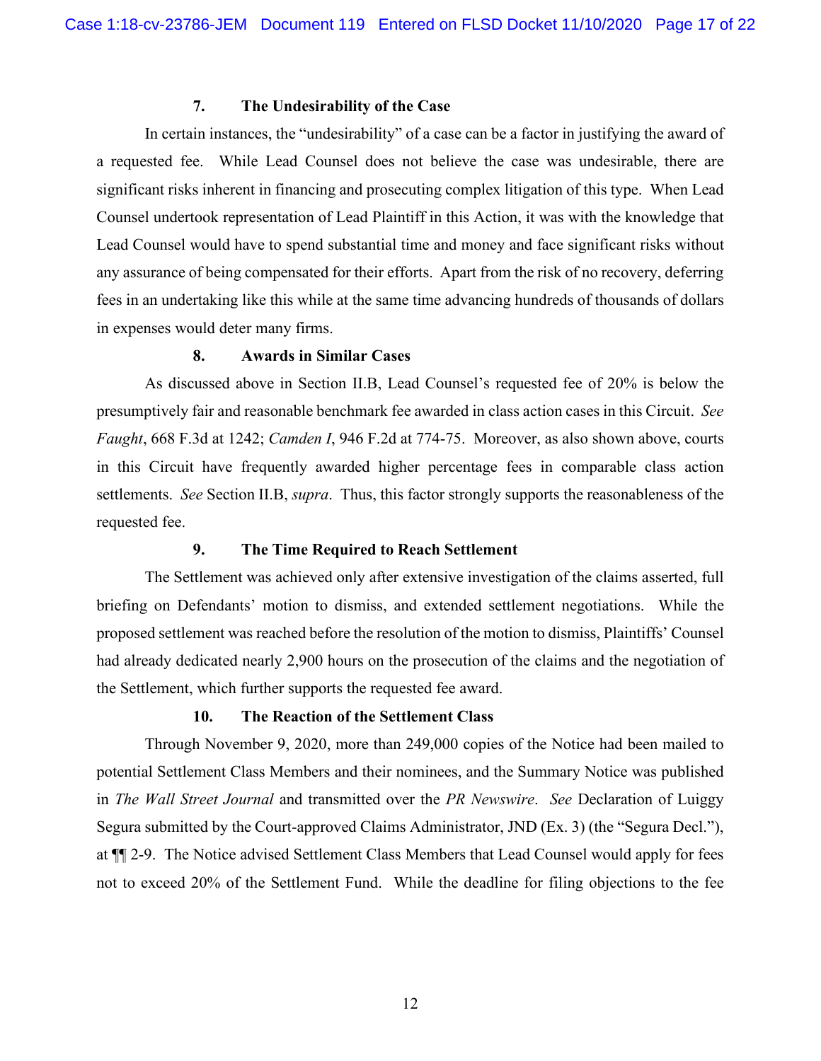#### 7. The Undesirability of the Case

In certain instances, the "undesirability" of a case can be a factor in justifying the award of a requested fee. While Lead Counsel does not believe the case was undesirable, there are significant risks inherent in financing and prosecuting complex litigation of this type. When Lead Counsel undertook representation of Lead Plaintiff in this Action, it was with the knowledge that Lead Counsel would have to spend substantial time and money and face significant risks without any assurance of being compensated for their efforts. Apart from the risk of no recovery, deferring fees in an undertaking like this while at the same time advancing hundreds of thousands of dollars in expenses would deter many firms.

#### 8. Awards in Similar Cases

As discussed above in Section II.B, Lead Counsel's requested fee of 20% is below the presumptively fair and reasonable benchmark fee awarded in class action cases in this Circuit. *See Faught*, 668 F.3d at 1242; *Camden I*, 946 F.2d at 774-75. Moreover, as also shown above, courts in this Circuit have frequently awarded higher percentage fees in comparable class action settlements. *See* Section II.B, *supra*. Thus, this factor strongly supports the reasonableness of the requested fee.

#### 9. The Time Required to Reach Settlement

The Settlement was achieved only after extensive investigation of the claims asserted, full briefing on Defendants' motion to dismiss, and extended settlement negotiations. While the proposed settlement was reached before the resolution of the motion to dismiss, Plaintiffs' Counsel had already dedicated nearly 2,900 hours on the prosecution of the claims and the negotiation of the Settlement, which further supports the requested fee award.

#### 10. The Reaction of the Settlement Class

Through November 9, 2020, more than 249,000 copies of the Notice had been mailed to potential Settlement Class Members and their nominees, and the Summary Notice was published in *The Wall Street Journal* and transmitted over the *PR Newswire*. *See* Declaration of Luiggy Segura submitted by the Court-approved Claims Administrator, JND (Ex. 3) (the "Segura Decl."), at ¶¶ 2-9. The Notice advised Settlement Class Members that Lead Counsel would apply for fees not to exceed 20% of the Settlement Fund. While the deadline for filing objections to the fee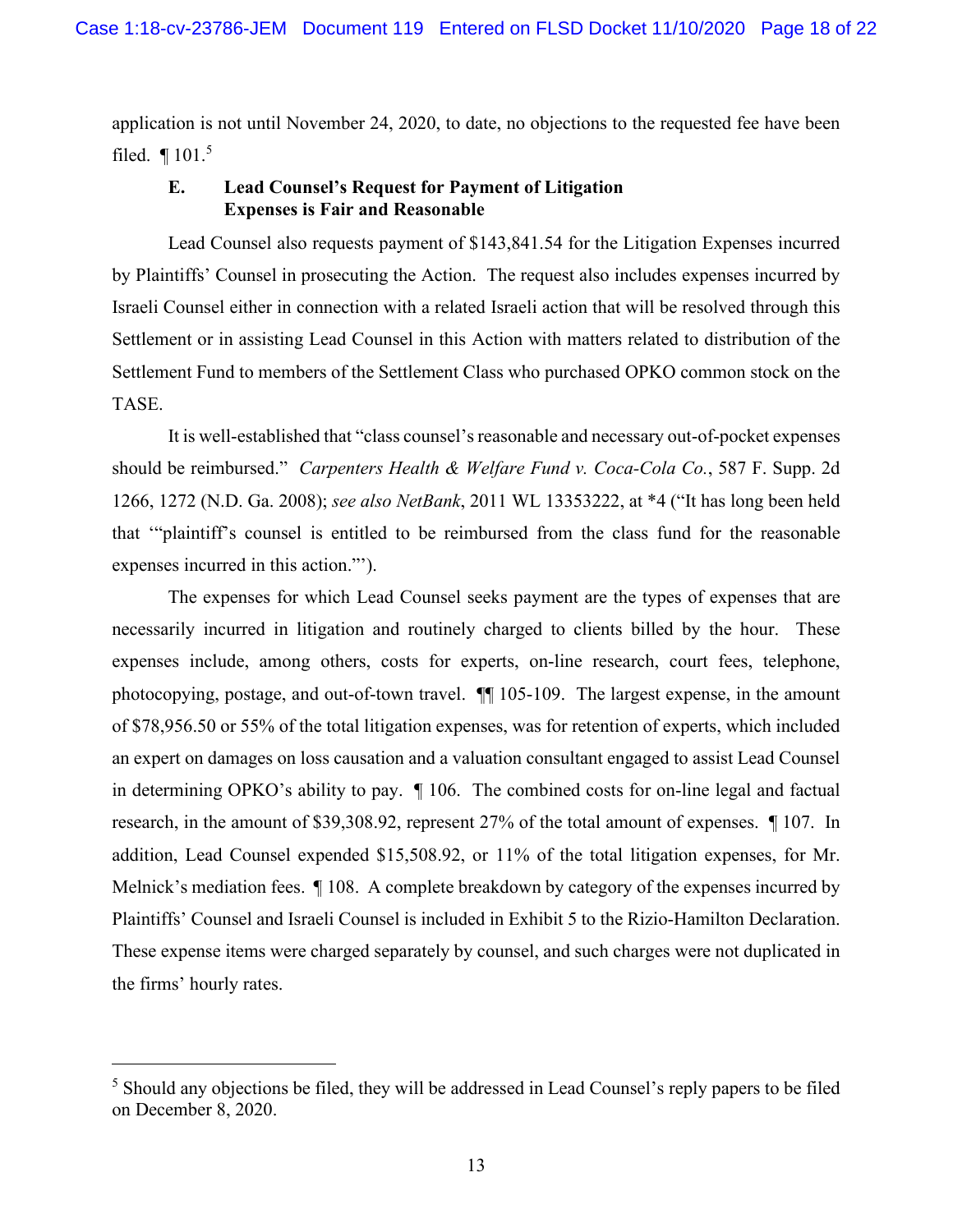application is not until November 24, 2020, to date, no objections to the requested fee have been filed. ¶ 101.[5]

### E. Lead Counsel's Request for Payment of Litigation Expenses is Fair and Reasonable

Lead Counsel also requests payment of $143,841.54 for the Litigation Expenses incurred by Plaintiffs' Counsel in prosecuting the Action. The request also includes expenses incurred by Israeli Counsel either in connection with a related Israeli action that will be resolved through this Settlement or in assisting Lead Counsel in this Action with matters related to distribution of the Settlement Fund to members of the Settlement Class who purchased OPKO common stock on the TASE.

It is well-established that "class counsel's reasonable and necessary out-of-pocket expenses should be reimbursed." *Carpenters Health & Welfare Fund v. Coca-Cola Co.*, 587 F. Supp. 2d 1266, 1272 (N.D. Ga. 2008); *see also NetBank*, 2011 WL 13353222, at *4 ("It has long been held that '"plaintiff's counsel is entitled to be reimbursed from the class fund for the reasonable expenses incurred in this action."').

The expenses for which Lead Counsel seeks payment are the types of expenses that are necessarily incurred in litigation and routinely charged to clients billed by the hour. These expenses include, among others, costs for experts, on-line research, court fees, telephone, photocopying, postage, and out-of-town travel. ¶¶ 105-109. The largest expense, in the amount of $78,956.50 or 55% of the total litigation expenses, was for retention of experts, which included an expert on damages on loss causation and a valuation consultant engaged to assist Lead Counsel in determining OPKO's ability to pay. ¶ 106. The combined costs for on-line legal and factual research, in the amount of $39,308.92, represent 27% of the total amount of expenses. ¶ 107. In addition, Lead Counsel expended $15,508.92, or 11% of the total litigation expenses, for Mr. Melnick's mediation fees. ¶ 108. A complete breakdown by category of the expenses incurred by Plaintiffs' Counsel and Israeli Counsel is included in Exhibit 5 to the Rizio-Hamilton Declaration. These expense items were charged separately by counsel, and such charges were not duplicated in the firms' hourly rates.

---

[5] Should any objections be filed, they will be addressed in Lead Counsel's reply papers to be filed on December 8, 2020.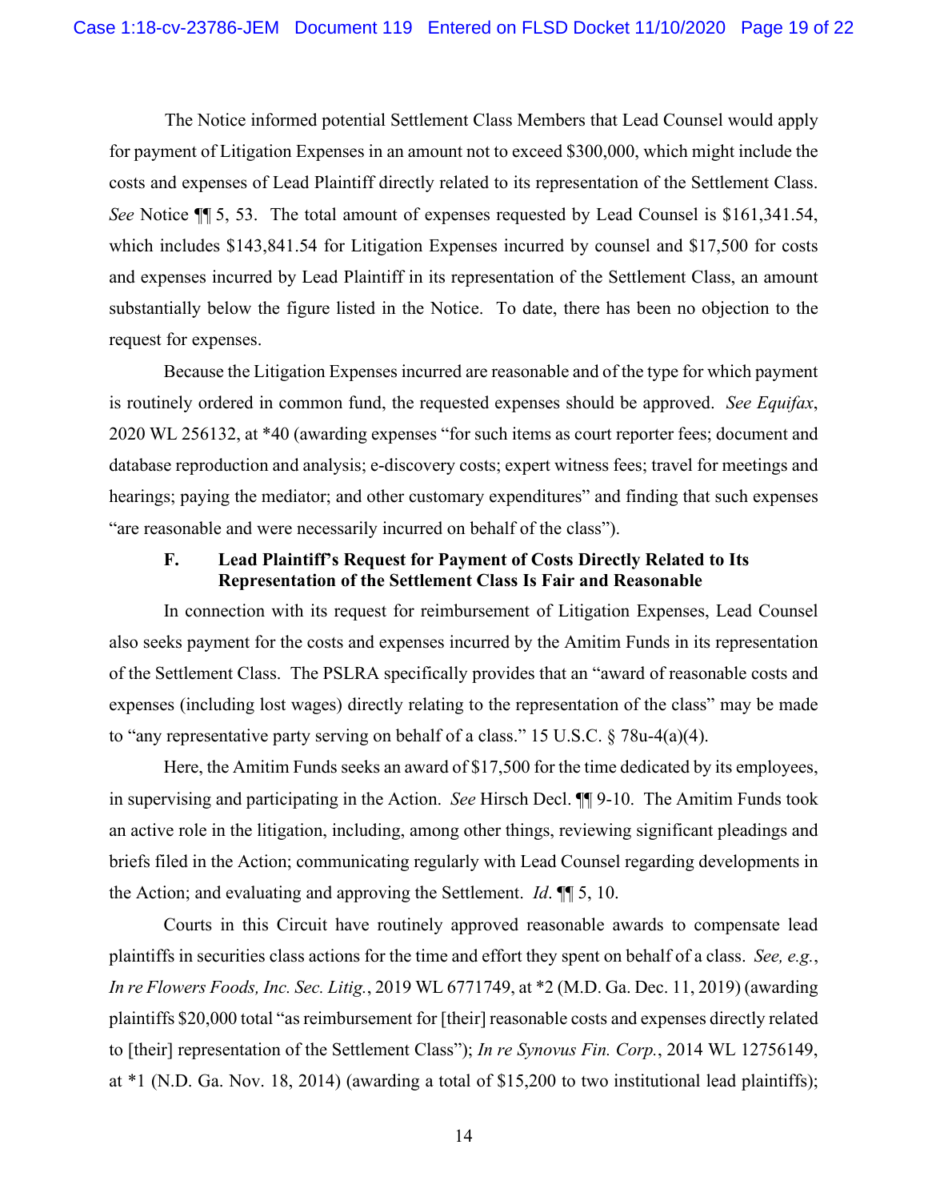The Notice informed potential Settlement Class Members that Lead Counsel would apply for payment of Litigation Expenses in an amount not to exceed $300,000, which might include the costs and expenses of Lead Plaintiff directly related to its representation of the Settlement Class. *See* Notice ¶¶ 5, 53. The total amount of expenses requested by Lead Counsel is $161,341.54, which includes $143,841.54 for Litigation Expenses incurred by counsel and $17,500 for costs and expenses incurred by Lead Plaintiff in its representation of the Settlement Class, an amount substantially below the figure listed in the Notice. To date, there has been no objection to the request for expenses.

Because the Litigation Expenses incurred are reasonable and of the type for which payment is routinely ordered in common fund, the requested expenses should be approved. *See Equifax*, 2020 WL 256132, at *40 (awarding expenses "for such items as court reporter fees; document and database reproduction and analysis; e-discovery costs; expert witness fees; travel for meetings and hearings; paying the mediator; and other customary expenditures" and finding that such expenses "are reasonable and were necessarily incurred on behalf of the class").

### F. Lead Plaintiff's Request for Payment of Costs Directly Related to Its Representation of the Settlement Class Is Fair and Reasonable

In connection with its request for reimbursement of Litigation Expenses, Lead Counsel also seeks payment for the costs and expenses incurred by the Amitim Funds in its representation of the Settlement Class. The PSLRA specifically provides that an "award of reasonable costs and expenses (including lost wages) directly relating to the representation of the class" may be made to "any representative party serving on behalf of a class." 15 U.S.C. § 78u-4(a)(4).

Here, the Amitim Funds seeks an award of $17,500 for the time dedicated by its employees, in supervising and participating in the Action. *See* Hirsch Decl. ¶¶ 9-10. The Amitim Funds took an active role in the litigation, including, among other things, reviewing significant pleadings and briefs filed in the Action; communicating regularly with Lead Counsel regarding developments in the Action; and evaluating and approving the Settlement. *Id*. ¶¶ 5, 10.

Courts in this Circuit have routinely approved reasonable awards to compensate lead plaintiffs in securities class actions for the time and effort they spent on behalf of a class. *See, e.g.*, *In re Flowers Foods, Inc. Sec. Litig.*, 2019 WL 6771749, at *2 (M.D. Ga. Dec. 11, 2019) (awarding plaintiffs $20,000 total "as reimbursement for [their] reasonable costs and expenses directly related to [their] representation of the Settlement Class"); *In re Synovus Fin. Corp.*, 2014 WL 12756149, at *1 (N.D. Ga. Nov. 18, 2014) (awarding a total of $15,200 to two institutional lead plaintiffs);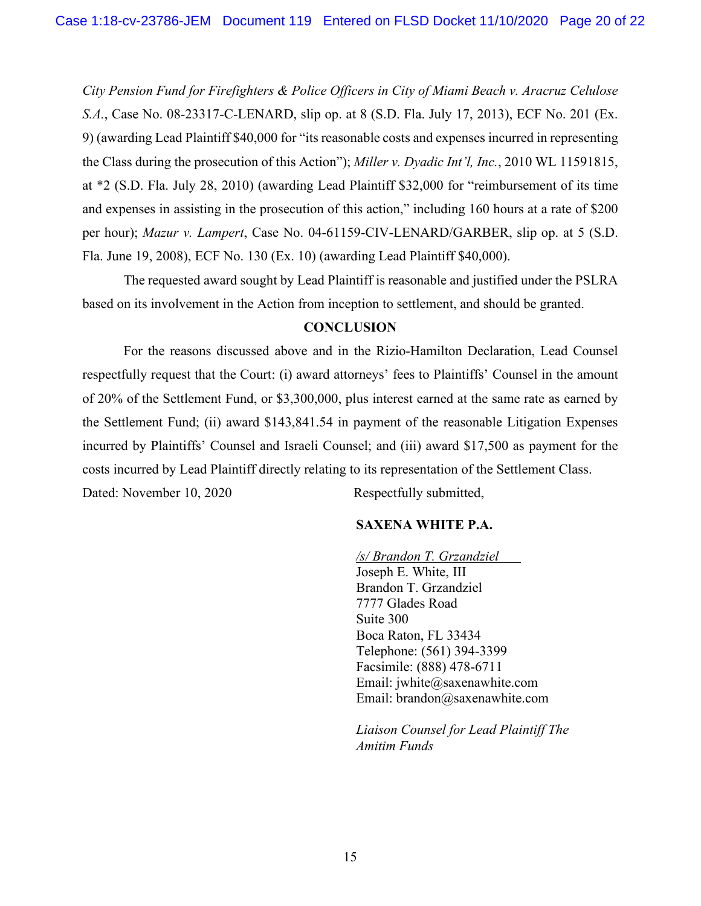*City Pension Fund for Firefighters & Police Officers in City of Miami Beach v. Aracruz Celulose S.A.*, Case No. 08-23317-C-LENARD, slip op. at 8 (S.D. Fla. July 17, 2013), ECF No. 201 (Ex. 9) (awarding Lead Plaintiff $40,000 for "its reasonable costs and expenses incurred in representing the Class during the prosecution of this Action"); *Miller v. Dyadic Int'l, Inc.*, 2010 WL 11591815, at *2 (S.D. Fla. July 28, 2010) (awarding Lead Plaintiff $32,000 for "reimbursement of its time and expenses in assisting in the prosecution of this action," including 160 hours at a rate of $200 per hour); *Mazur v. Lampert*, Case No. 04-61159-CIV-LENARD/GARBER, slip op. at 5 (S.D. Fla. June 19, 2008), ECF No. 130 (Ex. 10) (awarding Lead Plaintiff $40,000).

The requested award sought by Lead Plaintiff is reasonable and justified under the PSLRA based on its involvement in the Action from inception to settlement, and should be granted.

**CONCLUSION**

For the reasons discussed above and in the Rizio-Hamilton Declaration, Lead Counsel respectfully request that the Court: (i) award attorneys' fees to Plaintiffs' Counsel in the amount of 20% of the Settlement Fund, or $3,300,000, plus interest earned at the same rate as earned by the Settlement Fund; (ii) award $143,841.54 in payment of the reasonable Litigation Expenses incurred by Plaintiffs' Counsel and Israeli Counsel; and (iii) award $17,500 as payment for the costs incurred by Lead Plaintiff directly relating to its representation of the Settlement Class.

Dated: November 10, 2020

Respectfully submitted,

**SAXENA WHITE P.A.**

*/s/ Brandon T. Grzandziel*
Joseph E. White, III
Brandon T. Grzandziel
7777 Glades Road
Suite 300
Boca Raton, FL 33434
Telephone: (561) 394-3399
Facsimile: (888) 478-6711
Email: jwhite@saxenawhite.com
Email: brandon@saxenawhite.com

*Liaison Counsel for Lead Plaintiff The Amitim Funds*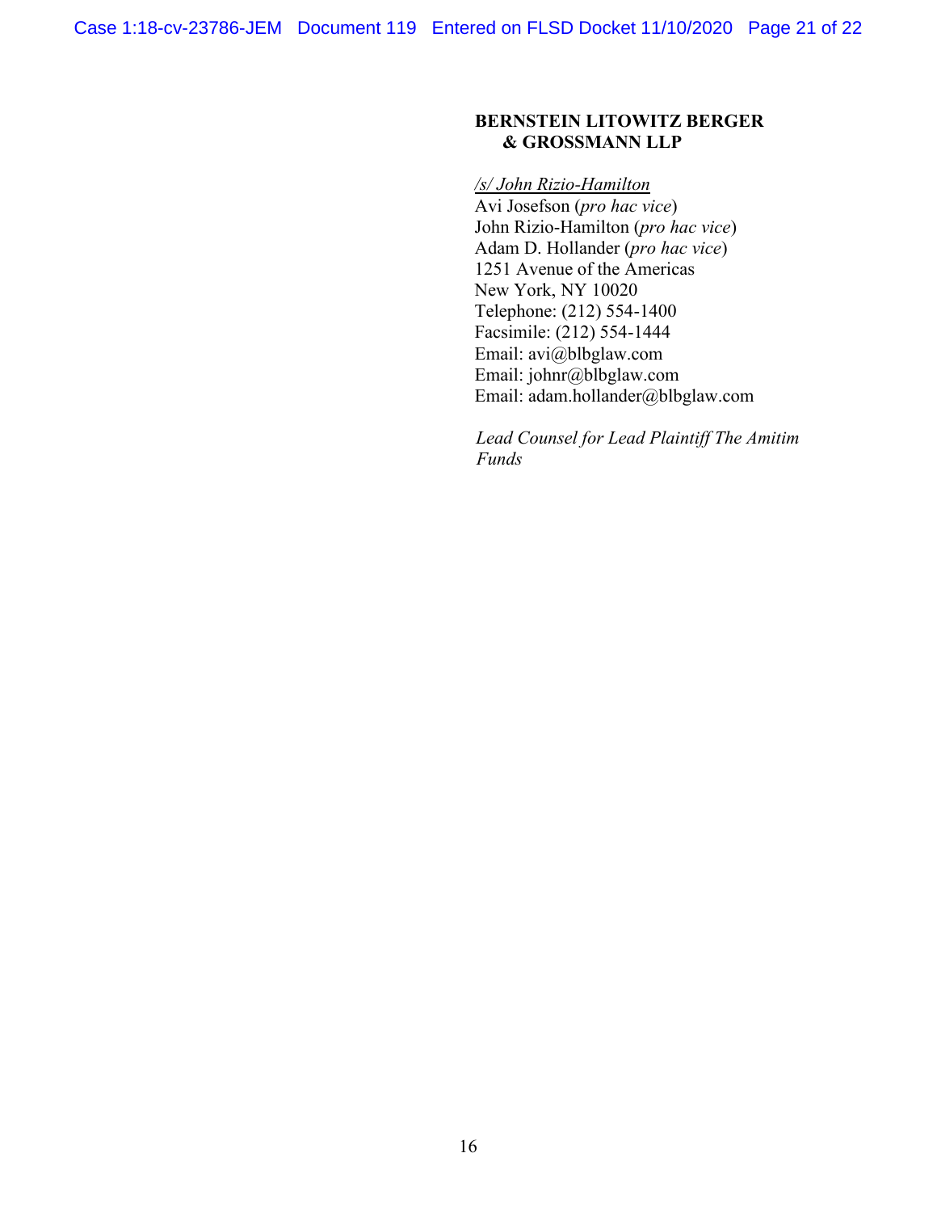**BERNSTEIN LITOWITZ BERGER & GROSSMANN LLP**

/s/ John Rizio-Hamilton
Avi Josefson (*pro hac vice*)
John Rizio-Hamilton (*pro hac vice*)
Adam D. Hollander (*pro hac vice*)
1251 Avenue of the Americas
New York, NY 10020
Telephone: (212) 554-1400
Facsimile: (212) 554-1444
Email: avi@blbglaw.com
Email: johnr@blbglaw.com
Email: adam.hollander@blbglaw.com

*Lead Counsel for Lead Plaintiff The Amitim Funds*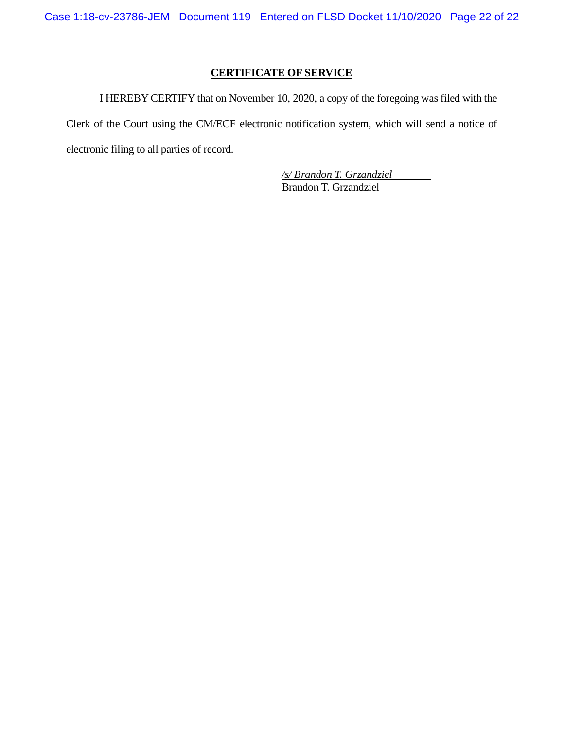## CERTIFICATE OF SERVICE

I HEREBY CERTIFY that on November 10, 2020, a copy of the foregoing was filed with the Clerk of the Court using the CM/ECF electronic notification system, which will send a notice of electronic filing to all parties of record.

*/s/ Brandon T. Grzandziel*
Brandon T. Grzandziel